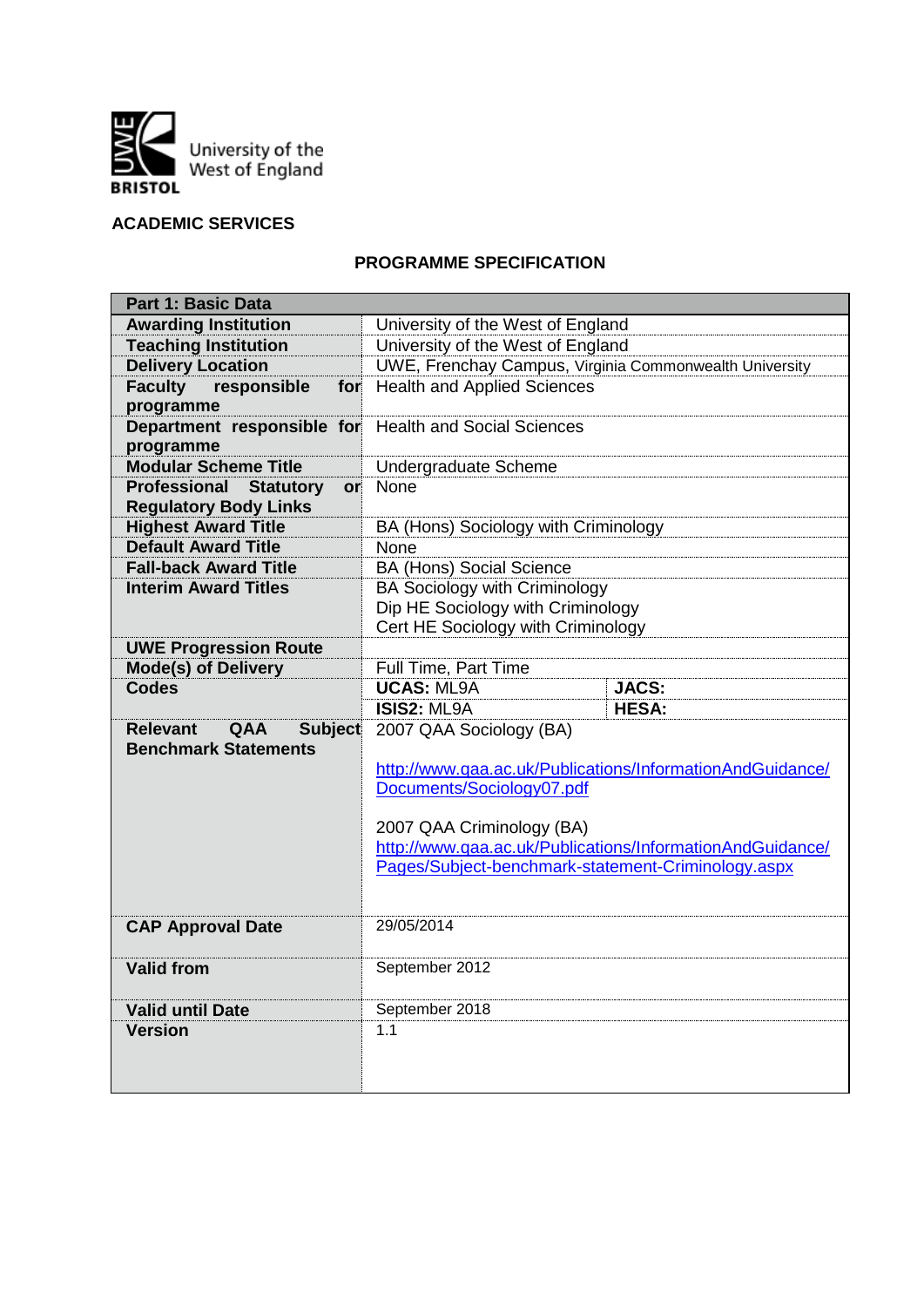University of the West of England

BRISTOL

**ACADEMIC SERVICES**

## PROGRAMME SPECIFICATION

| **Part 1: Basic Data** | | | |
|---|---|---|---|
| **Awarding Institution** | University of the West of England | | |
| **Teaching Institution** | University of the West of England | | |
| **Delivery Location** | UWE, Frenchay Campus, Virginia Commonwealth University | | |
| **Faculty responsible for programme** | Health and Applied Sciences | | |
| **Department responsible for programme** | Health and Social Sciences | | |
| **Modular Scheme Title** | Undergraduate Scheme | | |
| **Professional Statutory or Regulatory Body Links** | None | | |
| **Highest Award Title** | BA (Hons) Sociology with Criminology | | |
| **Default Award Title** | None | | |
| **Fall-back Award Title** | BA (Hons) Social Science | | |
| **Interim Award Titles** | BA Sociology with Criminology<br>Dip HE Sociology with Criminology<br>Cert HE Sociology with Criminology | | |
| **UWE Progression Route** | | | |
| **Mode(s) of Delivery** | Full Time, Part Time | | |
| **Codes** | **UCAS:** ML9A | **JACS:** | |
| | **ISIS2:** ML9A | **HESA:** | |
| **Relevant QAA Subject Benchmark Statements** | 2007 QAA Sociology (BA)<br><br>http://www.qaa.ac.uk/Publications/InformationAndGuidance/Documents/Sociology07.pdf<br><br>2007 QAA Criminology (BA)<br>http://www.qaa.ac.uk/Publications/InformationAndGuidance/Pages/Subject-benchmark-statement-Criminology.aspx | | |
| **CAP Approval Date** | 29/05/2014 | | |
| **Valid from** | September 2012 | | |
| **Valid until Date** | September 2018 | | |
| **Version** | 1.1 | | |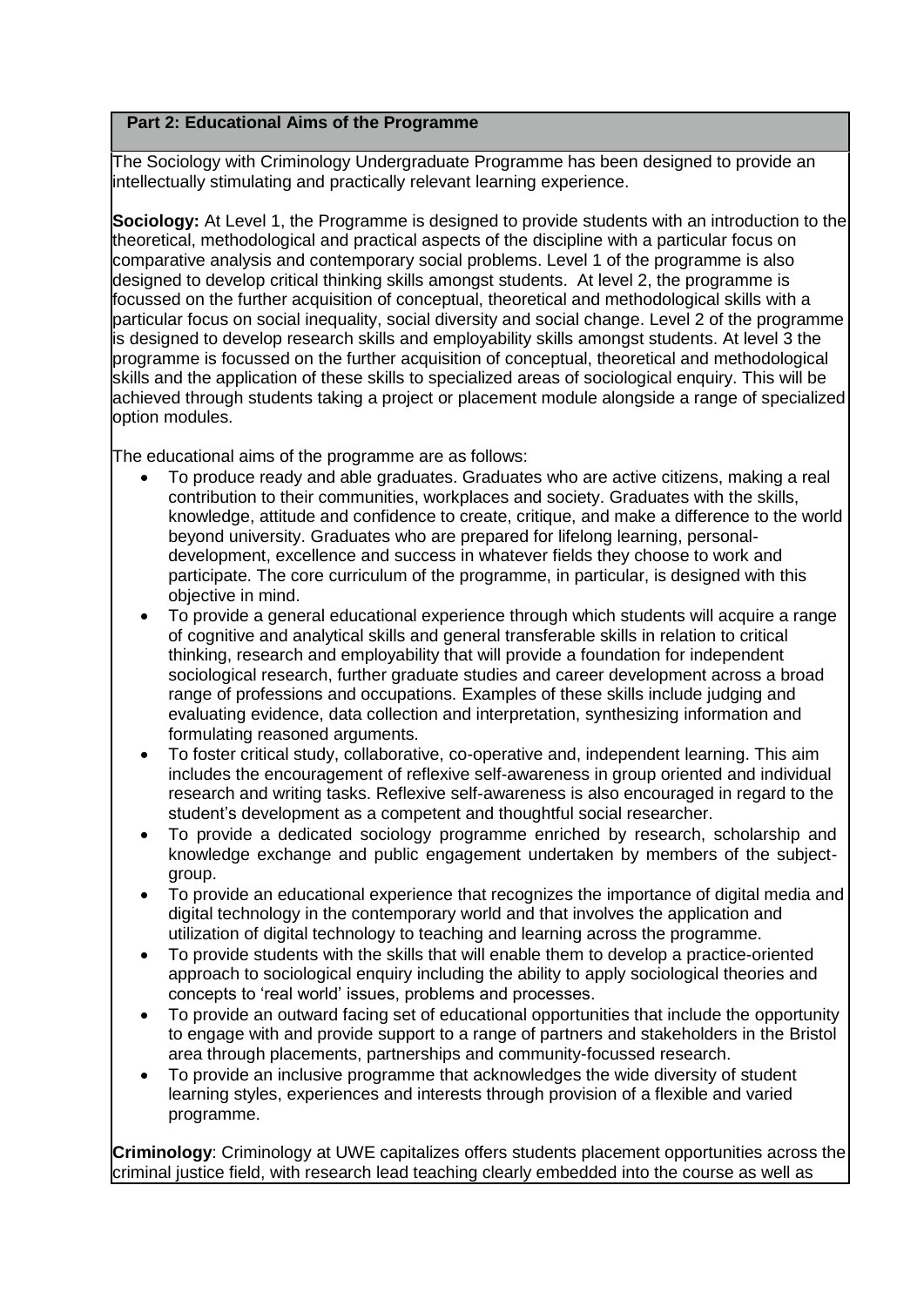## Part 2: Educational Aims of the Programme

The Sociology with Criminology Undergraduate Programme has been designed to provide an intellectually stimulating and practically relevant learning experience.

**Sociology:** At Level 1, the Programme is designed to provide students with an introduction to the theoretical, methodological and practical aspects of the discipline with a particular focus on comparative analysis and contemporary social problems. Level 1 of the programme is also designed to develop critical thinking skills amongst students. At level 2, the programme is focussed on the further acquisition of conceptual, theoretical and methodological skills with a particular focus on social inequality, social diversity and social change. Level 2 of the programme is designed to develop research skills and employability skills amongst students. At level 3 the programme is focussed on the further acquisition of conceptual, theoretical and methodological skills and the application of these skills to specialized areas of sociological enquiry. This will be achieved through students taking a project or placement module alongside a range of specialized option modules.

The educational aims of the programme are as follows:

- To produce ready and able graduates. Graduates who are active citizens, making a real contribution to their communities, workplaces and society. Graduates with the skills, knowledge, attitude and confidence to create, critique, and make a difference to the world beyond university. Graduates who are prepared for lifelong learning, personal-development, excellence and success in whatever fields they choose to work and participate. The core curriculum of the programme, in particular, is designed with this objective in mind.
- To provide a general educational experience through which students will acquire a range of cognitive and analytical skills and general transferable skills in relation to critical thinking, research and employability that will provide a foundation for independent sociological research, further graduate studies and career development across a broad range of professions and occupations. Examples of these skills include judging and evaluating evidence, data collection and interpretation, synthesizing information and formulating reasoned arguments.
- To foster critical study, collaborative, co-operative and, independent learning. This aim includes the encouragement of reflexive self-awareness in group oriented and individual research and writing tasks. Reflexive self-awareness is also encouraged in regard to the student's development as a competent and thoughtful social researcher.
- To provide a dedicated sociology programme enriched by research, scholarship and knowledge exchange and public engagement undertaken by members of the subject-group.
- To provide an educational experience that recognizes the importance of digital media and digital technology in the contemporary world and that involves the application and utilization of digital technology to teaching and learning across the programme.
- To provide students with the skills that will enable them to develop a practice-oriented approach to sociological enquiry including the ability to apply sociological theories and concepts to 'real world' issues, problems and processes.
- To provide an outward facing set of educational opportunities that include the opportunity to engage with and provide support to a range of partners and stakeholders in the Bristol area through placements, partnerships and community-focussed research.
- To provide an inclusive programme that acknowledges the wide diversity of student learning styles, experiences and interests through provision of a flexible and varied programme.

**Criminology**: Criminology at UWE capitalizes offers students placement opportunities across the criminal justice field, with research lead teaching clearly embedded into the course as well as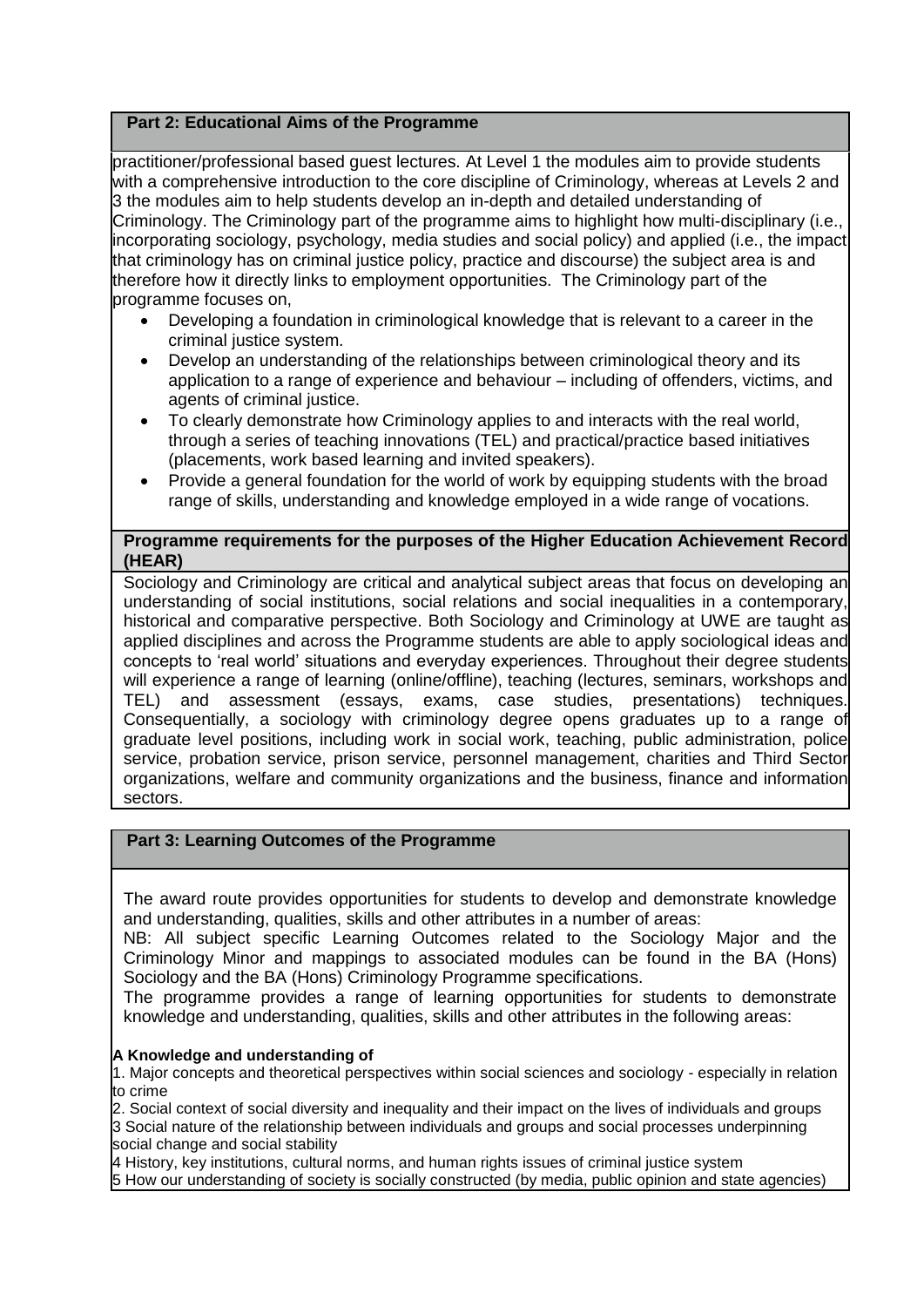## Part 2: Educational Aims of the Programme

practitioner/professional based guest lectures. At Level 1 the modules aim to provide students with a comprehensive introduction to the core discipline of Criminology, whereas at Levels 2 and 3 the modules aim to help students develop an in-depth and detailed understanding of Criminology. The Criminology part of the programme aims to highlight how multi-disciplinary (i.e., incorporating sociology, psychology, media studies and social policy) and applied (i.e., the impact that criminology has on criminal justice policy, practice and discourse) the subject area is and therefore how it directly links to employment opportunities. The Criminology part of the programme focuses on,

- Developing a foundation in criminological knowledge that is relevant to a career in the criminal justice system.
- Develop an understanding of the relationships between criminological theory and its application to a range of experience and behaviour – including of offenders, victims, and agents of criminal justice.
- To clearly demonstrate how Criminology applies to and interacts with the real world, through a series of teaching innovations (TEL) and practical/practice based initiatives (placements, work based learning and invited speakers).
- Provide a general foundation for the world of work by equipping students with the broad range of skills, understanding and knowledge employed in a wide range of vocations.

### Programme requirements for the purposes of the Higher Education Achievement Record (HEAR)

Sociology and Criminology are critical and analytical subject areas that focus on developing an understanding of social institutions, social relations and social inequalities in a contemporary, historical and comparative perspective. Both Sociology and Criminology at UWE are taught as applied disciplines and across the Programme students are able to apply sociological ideas and concepts to 'real world' situations and everyday experiences. Throughout their degree students will experience a range of learning (online/offline), teaching (lectures, seminars, workshops and TEL) and assessment (essays, exams, case studies, presentations) techniques. Consequentially, a sociology with criminology degree opens graduates up to a range of graduate level positions, including work in social work, teaching, public administration, police service, probation service, prison service, personnel management, charities and Third Sector organizations, welfare and community organizations and the business, finance and information sectors.

## Part 3: Learning Outcomes of the Programme

The award route provides opportunities for students to develop and demonstrate knowledge and understanding, qualities, skills and other attributes in a number of areas:

NB: All subject specific Learning Outcomes related to the Sociology Major and the Criminology Minor and mappings to associated modules can be found in the BA (Hons) Sociology and the BA (Hons) Criminology Programme specifications.

The programme provides a range of learning opportunities for students to demonstrate knowledge and understanding, qualities, skills and other attributes in the following areas:

**A Knowledge and understanding of**

1. Major concepts and theoretical perspectives within social sciences and sociology - especially in relation to crime
2. Social context of social diversity and inequality and their impact on the lives of individuals and groups
3 Social nature of the relationship between individuals and groups and social processes underpinning social change and social stability
4 History, key institutions, cultural norms, and human rights issues of criminal justice system
5 How our understanding of society is socially constructed (by media, public opinion and state agencies)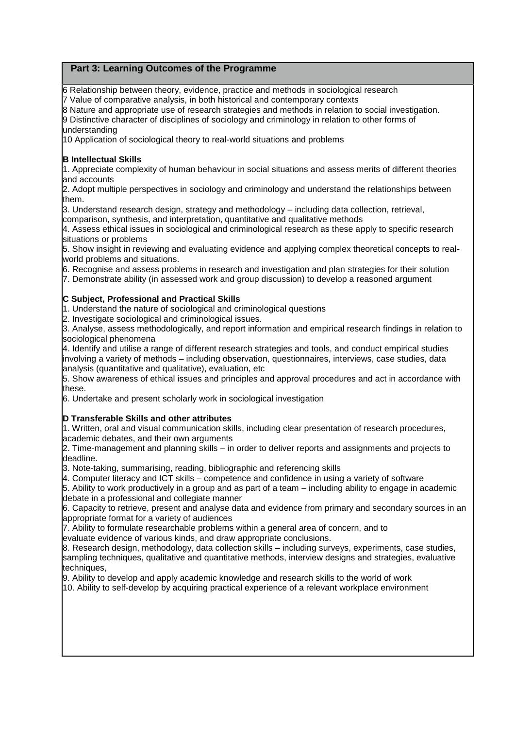## Part 3: Learning Outcomes of the Programme

6 Relationship between theory, evidence, practice and methods in sociological research
7 Value of comparative analysis, in both historical and contemporary contexts
8 Nature and appropriate use of research strategies and methods in relation to social investigation.
9 Distinctive character of disciplines of sociology and criminology in relation to other forms of understanding
10 Application of sociological theory to real-world situations and problems

**B Intellectual Skills**

1. Appreciate complexity of human behaviour in social situations and assess merits of different theories and accounts
2. Adopt multiple perspectives in sociology and criminology and understand the relationships between them.
3. Understand research design, strategy and methodology – including data collection, retrieval, comparison, synthesis, and interpretation, quantitative and qualitative methods
4. Assess ethical issues in sociological and criminological research as these apply to specific research situations or problems
5. Show insight in reviewing and evaluating evidence and applying complex theoretical concepts to real-world problems and situations.
6. Recognise and assess problems in research and investigation and plan strategies for their solution
7. Demonstrate ability (in assessed work and group discussion) to develop a reasoned argument

**C Subject, Professional and Practical Skills**

1. Understand the nature of sociological and criminological questions
2. Investigate sociological and criminological issues.
3. Analyse, assess methodologically, and report information and empirical research findings in relation to sociological phenomena
4. Identify and utilise a range of different research strategies and tools, and conduct empirical studies involving a variety of methods – including observation, questionnaires, interviews, case studies, data analysis (quantitative and qualitative), evaluation, etc
5. Show awareness of ethical issues and principles and approval procedures and act in accordance with these.
6. Undertake and present scholarly work in sociological investigation

**D Transferable Skills and other attributes**

1. Written, oral and visual communication skills, including clear presentation of research procedures, academic debates, and their own arguments
2. Time-management and planning skills – in order to deliver reports and assignments and projects to deadline.
3. Note-taking, summarising, reading, bibliographic and referencing skills
4. Computer literacy and ICT skills – competence and confidence in using a variety of software
5. Ability to work productively in a group and as part of a team – including ability to engage in academic debate in a professional and collegiate manner
6. Capacity to retrieve, present and analyse data and evidence from primary and secondary sources in an appropriate format for a variety of audiences
7. Ability to formulate researchable problems within a general area of concern, and to evaluate evidence of various kinds, and draw appropriate conclusions.
8. Research design, methodology, data collection skills – including surveys, experiments, case studies, sampling techniques, qualitative and quantitative methods, interview designs and strategies, evaluative techniques,
9. Ability to develop and apply academic knowledge and research skills to the world of work
10. Ability to self-develop by acquiring practical experience of a relevant workplace environment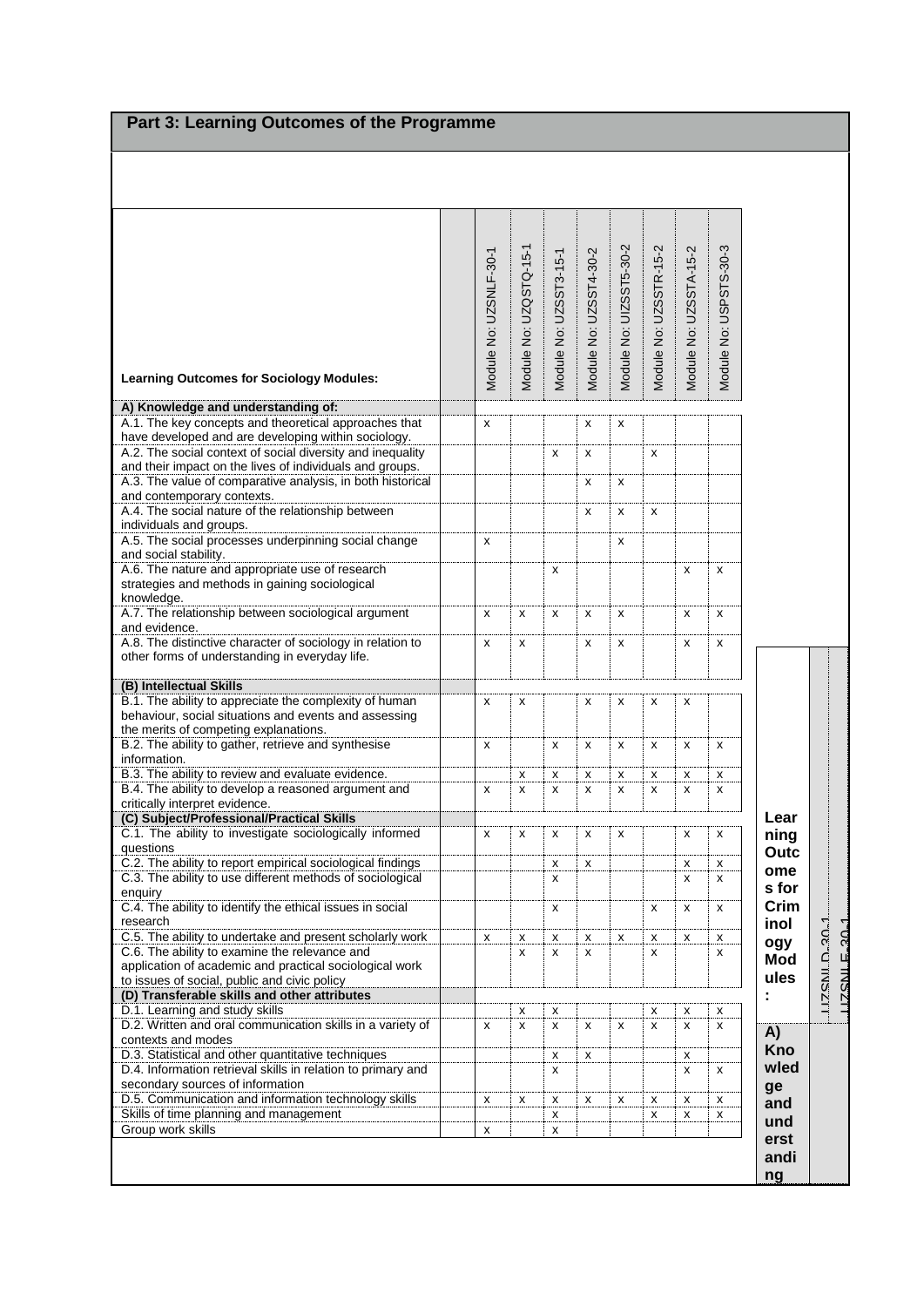## Part 3: Learning Outcomes of the Programme

| Learning Outcomes for Sociology Modules: | | Module No: UZSNLF-30-1 | Module No: UZQSTQ-15-1 | Module No: UZSST3-15-1 | Module No: UZSST4-30-2 | Module No: UIZSST5-30-2 | Module No: UZSSTR-15-2 | Module No: UZSSTA-15-2 | Module No: USPSTS-30-3 |
|---|---|---|---|---|---|---|---|---|---|
| **A) Knowledge and understanding of:** | | | | | | | | | |
| A.1. The key concepts and theoretical approaches that have developed and are developing within sociology. | | x | | | x | x | | | |
| A.2. The social context of social diversity and inequality and their impact on the lives of individuals and groups. | | | | x | x | | x | | |
| A.3. The value of comparative analysis, in both historical and contemporary contexts. | | | | | x | x | | | |
| A.4. The social nature of the relationship between individuals and groups. | | | | | x | x | x | | |
| A.5. The social processes underpinning social change and social stability. | | x | | | | x | | | |
| A.6. The nature and appropriate use of research strategies and methods in gaining sociological knowledge. | | | | x | | | | x | x |
| A.7. The relationship between sociological argument and evidence. | | x | x | x | x | x | | x | x |
| A.8. The distinctive character of sociology in relation to other forms of understanding in everyday life. | | x | x | | x | x | | x | x |
| **(B) Intellectual Skills** | | | | | | | | | |
| B.1. The ability to appreciate the complexity of human behaviour, social situations and events and assessing the merits of competing explanations. | | x | x | | x | x | x | x | |
| B.2. The ability to gather, retrieve and synthesise information. | | x | | x | x | x | x | x | x |
| B.3. The ability to review and evaluate evidence. | | | x | x | x | x | x | x | x |
| B.4. The ability to develop a reasoned argument and critically interpret evidence. | | x | x | x | x | x | x | x | x |
| **(C) Subject/Professional/Practical Skills** | | | | | | | | | |
| C.1. The ability to investigate sociologically informed questions | | x | x | x | x | x | | x | x |
| C.2. The ability to report empirical sociological findings | | | | x | x | | | x | x |
| C.3. The ability to use different methods of sociological enquiry | | | | x | | | | x | x |
| C.4. The ability to identify the ethical issues in social research | | | | x | | | x | x | x |
| C.5. The ability to undertake and present scholarly work | | x | x | x | x | x | x | x | x |
| C.6. The ability to examine the relevance and application of academic and practical sociological work to issues of social, public and civic policy | | | x | x | x | | x | | x |
| **(D) Transferable skills and other attributes** | | | | | | | | | |
| D.1. Learning and study skills | | | x | x | | | x | x | x |
| D.2. Written and oral communication skills in a variety of contexts and modes | | x | x | x | x | x | x | x | x |
| D.3. Statistical and other quantitative techniques | | | | x | x | | | x | |
| D.4. Information retrieval skills in relation to primary and secondary sources of information | | | | x | | | | x | x |
| D.5. Communication and information technology skills | | x | x | x | x | x | x | x | x |
| Skills of time planning and management | | | | x | | | x | x | x |
| Group work skills | | x | | x | | | | | |

| Learning Outcomes for Criminology Modules: | UZSNLD-30-1 | UZSNLE-30-1 |
|---|---|---|
| **A) Knowledge and understanding** | | |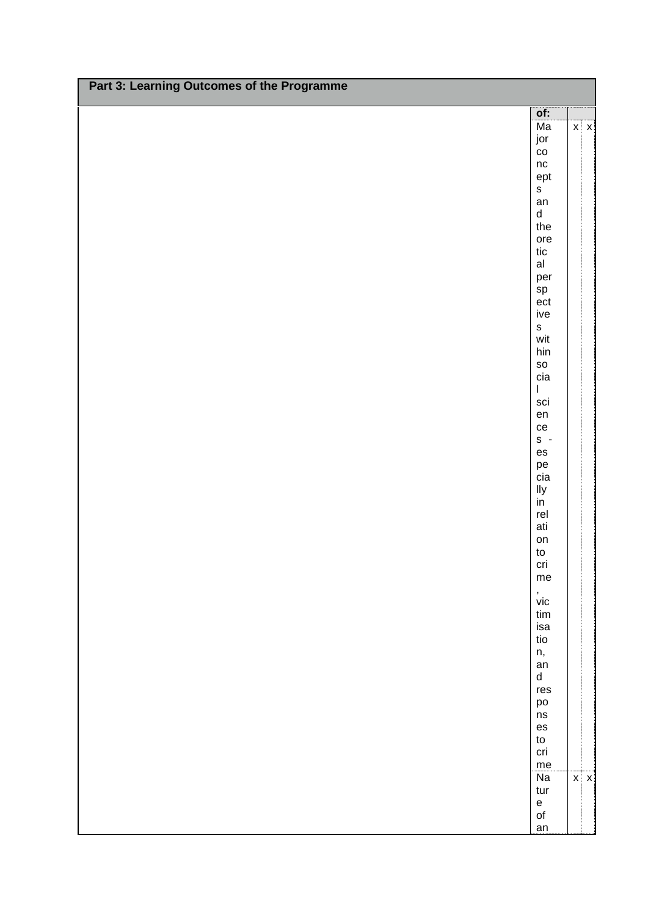**Part 3: Learning Outcomes of the Programme**

| | of: | | |
|---|---|---|---|
| | Major concepts and theoretical perspectives within social sciences - especially in relation to crime, victimisation, and responses to crime | x | x |
| | Nature of an | x | x |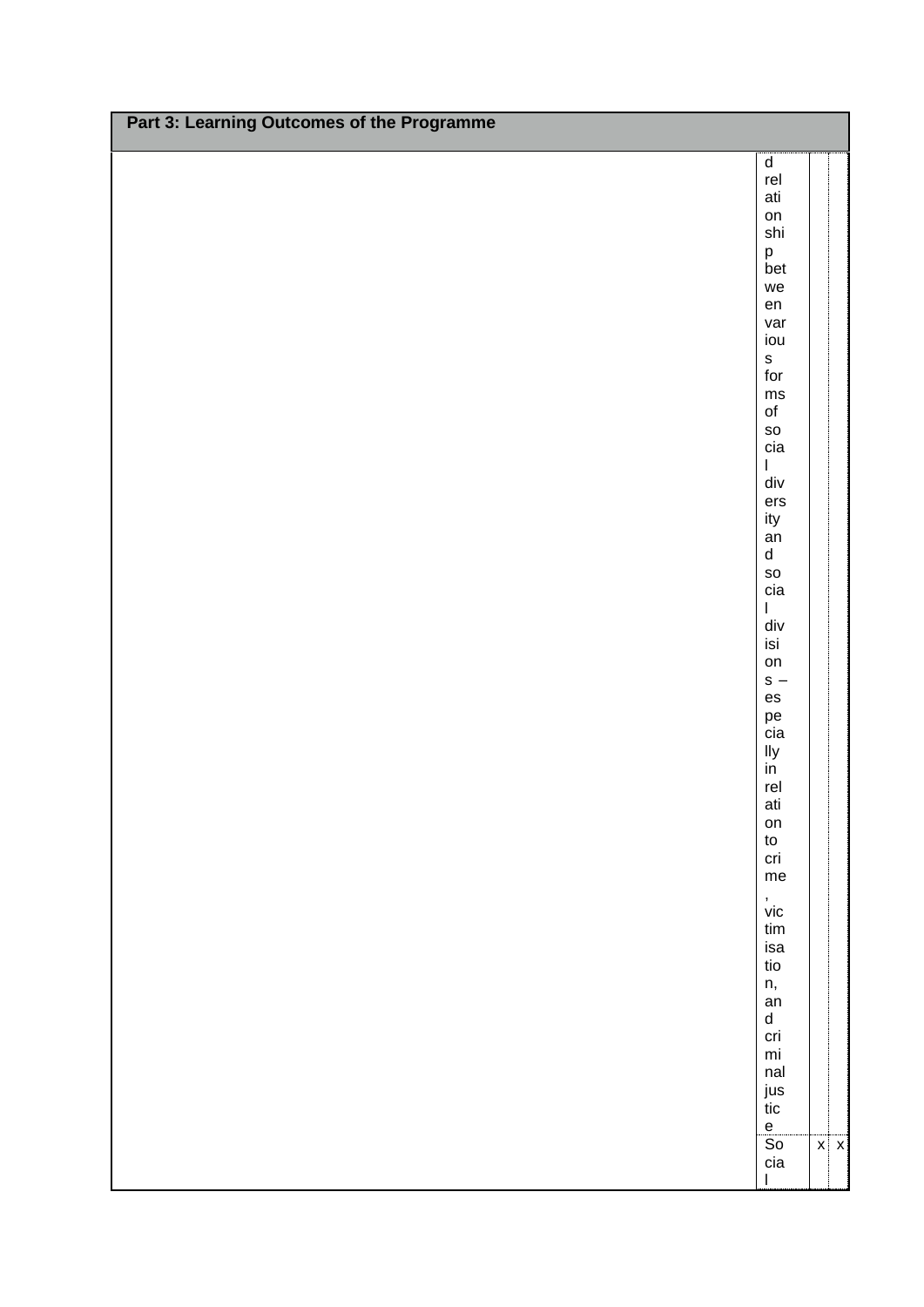## Part 3: Learning Outcomes of the Programme

| | | | |
|---|---|---|---|
| | d relationship between various forms of social diversity and social divisions – especially in relation to crime, victimisation, and criminal justice | | |
| | Social | x | x |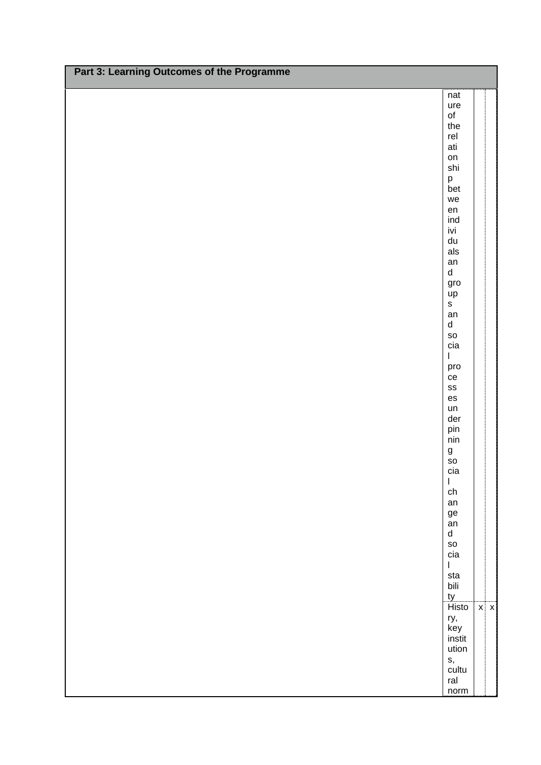**Part 3: Learning Outcomes of the Programme**

| | | | |
|---|---|---|---|
| | nature of the relationship between individuals and groups and social processes underpinning social change and social stability | | |
| | History, key institutions, cultural norm | x | x |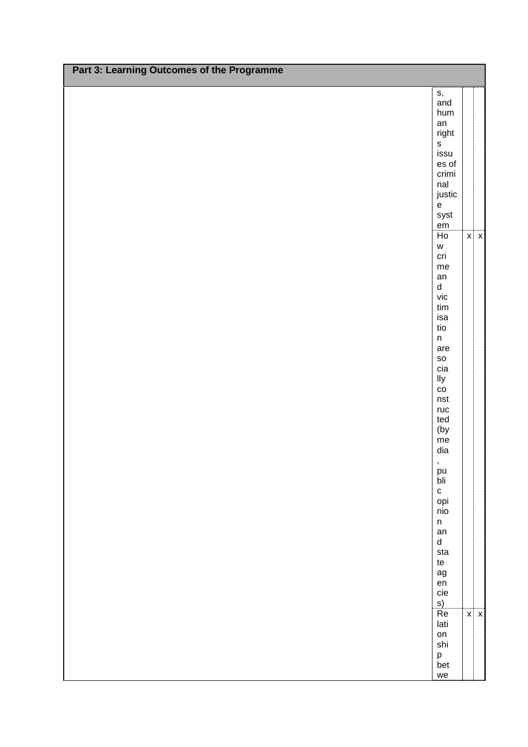## Part 3: Learning Outcomes of the Programme

| | | | |
|---|---|---|---|
| | s, and human rights issues of criminal justice system | | |
| | How crime and victimisation are socially constructed (by media, public opinion and state agencies) | x | x |
| | Relationship betwe | x | x |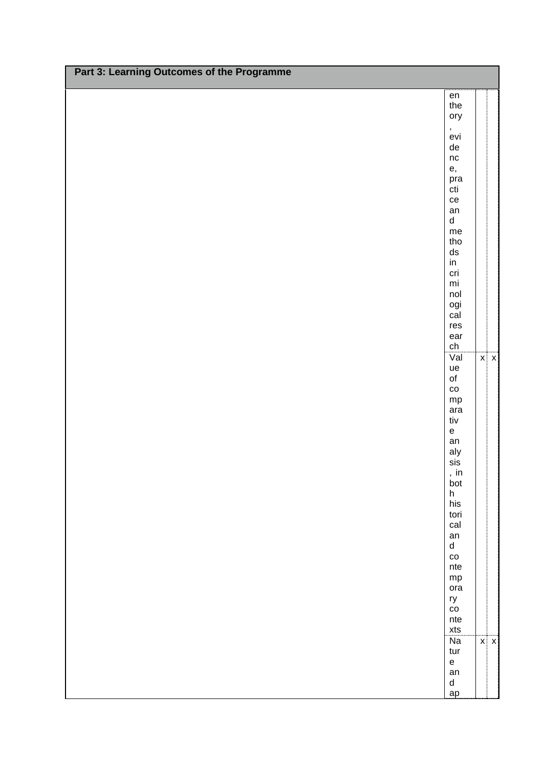**Part 3: Learning Outcomes of the Programme**

| | | | |
|---|---|---|---|
| | en theory, evidence, practice and methods in criminological research | | |
| | Value of comparative analysis, in both historical and contemporary contexts | x | x |
| | Nature and ap | x | x |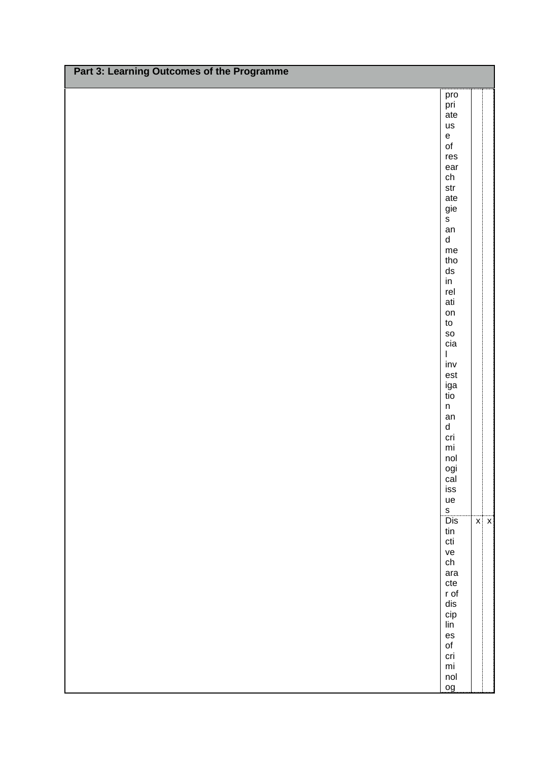**Part 3: Learning Outcomes of the Programme**

| | | | |
|---|---|---|---|
| | propriate use of research strategies and methods in relation to social investigation and criminological issues | | |
| | Distinctive character of disciplines of criminolog | x | x |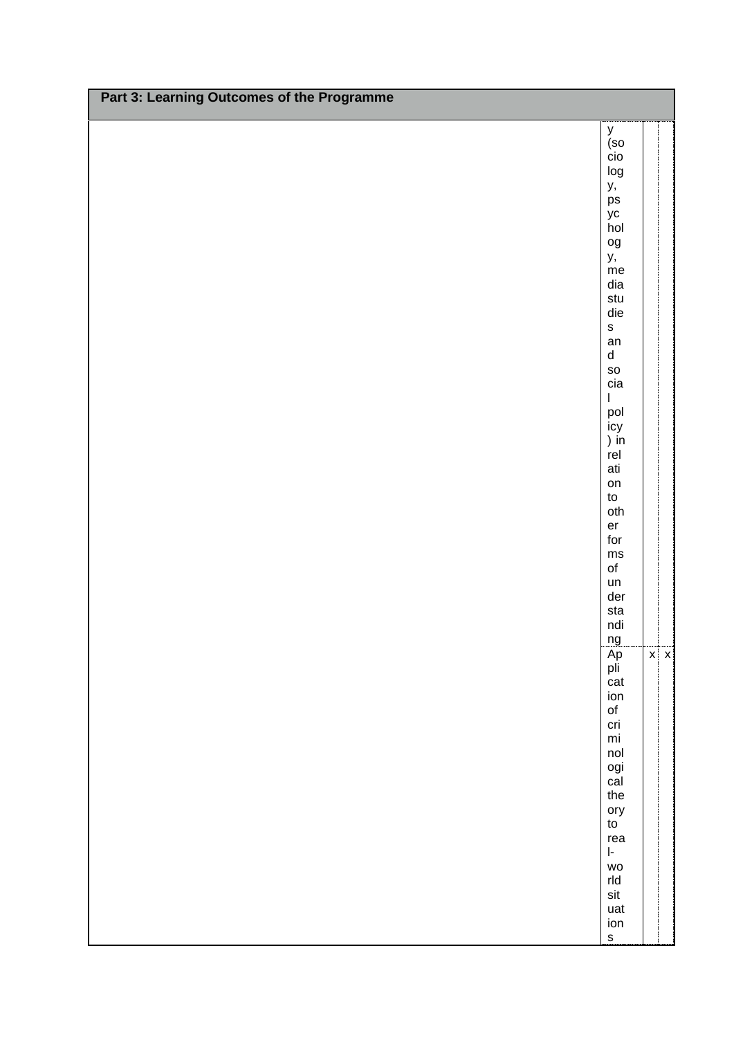## Part 3: Learning Outcomes of the Programme

| | | | |
|---|---|---|---|
| | y (sociology, psychology, media studies and social policy) in relation to other forms of understanding | | |
| | Application of criminological theory to real-world situations | x | x |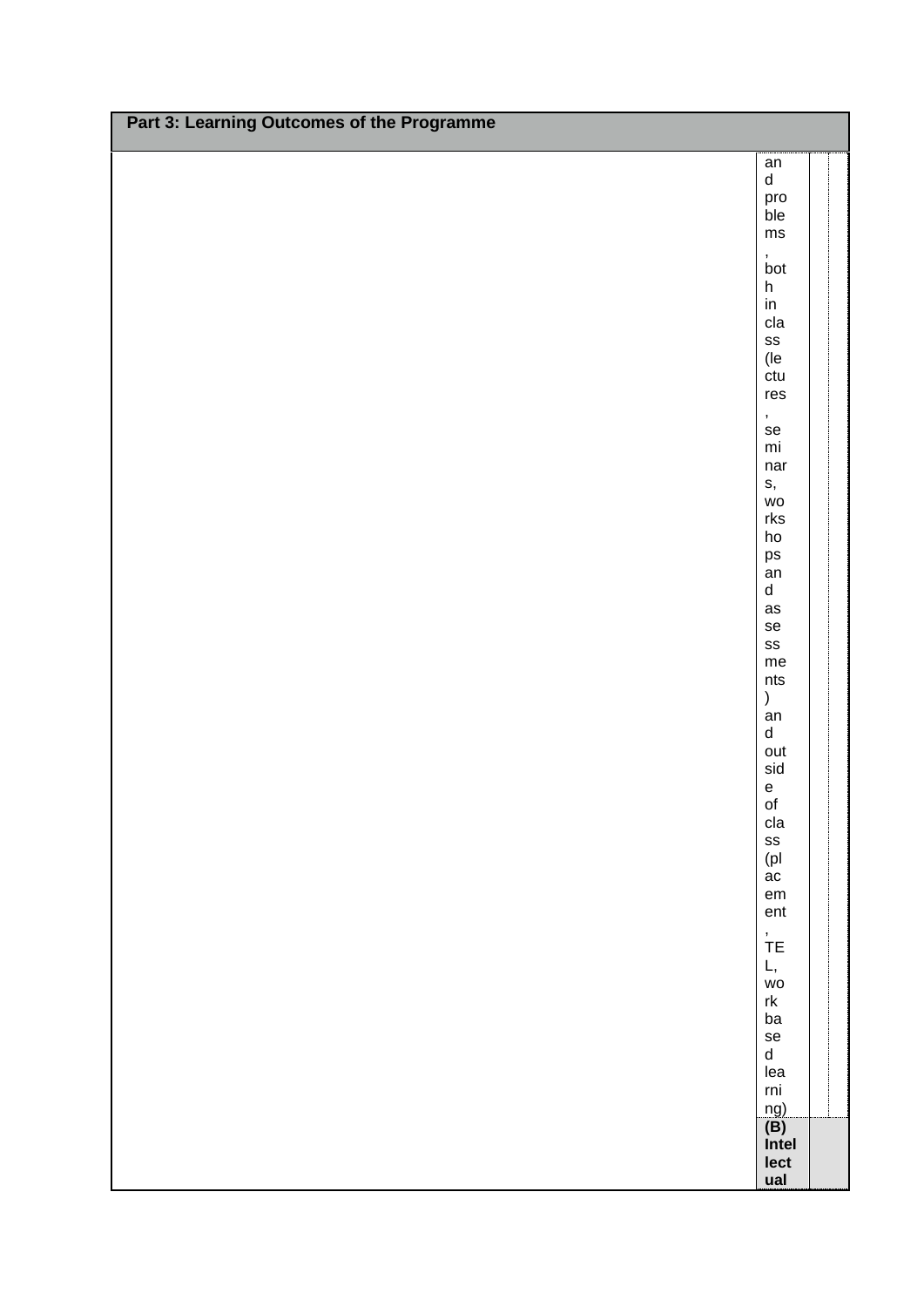| Part 3: Learning Outcomes of the Programme | | | |
|---|---|---|---|
| | and problems, both in class (lectures, seminars, workshops and assessments) and outside of class (placement, TEL, work based learning) | | |
| | **(B) Intellectual** | | |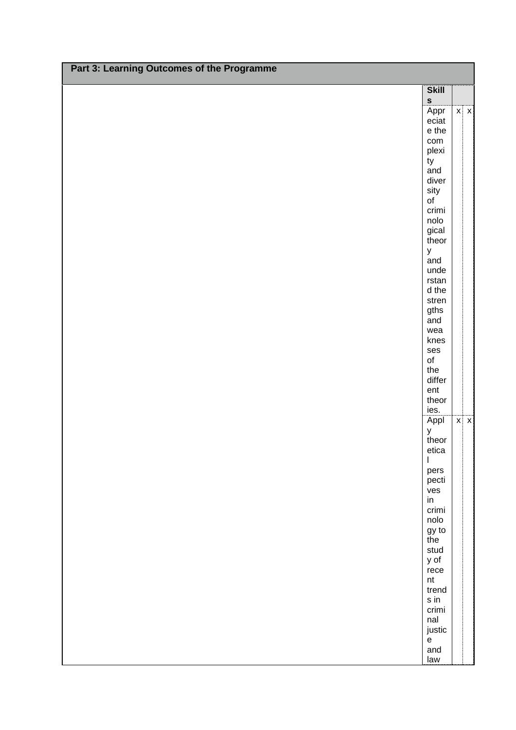## Part 3: Learning Outcomes of the Programme

| | Skills | | |
|---|---|---|---|
| | Appreciate the complexity and diversity of criminological theory and understand the strengths and weaknesses of the different theories. | x | x |
| | Apply theoretical perspectives in criminology to the study of recent trends in criminal justice and law | x | x |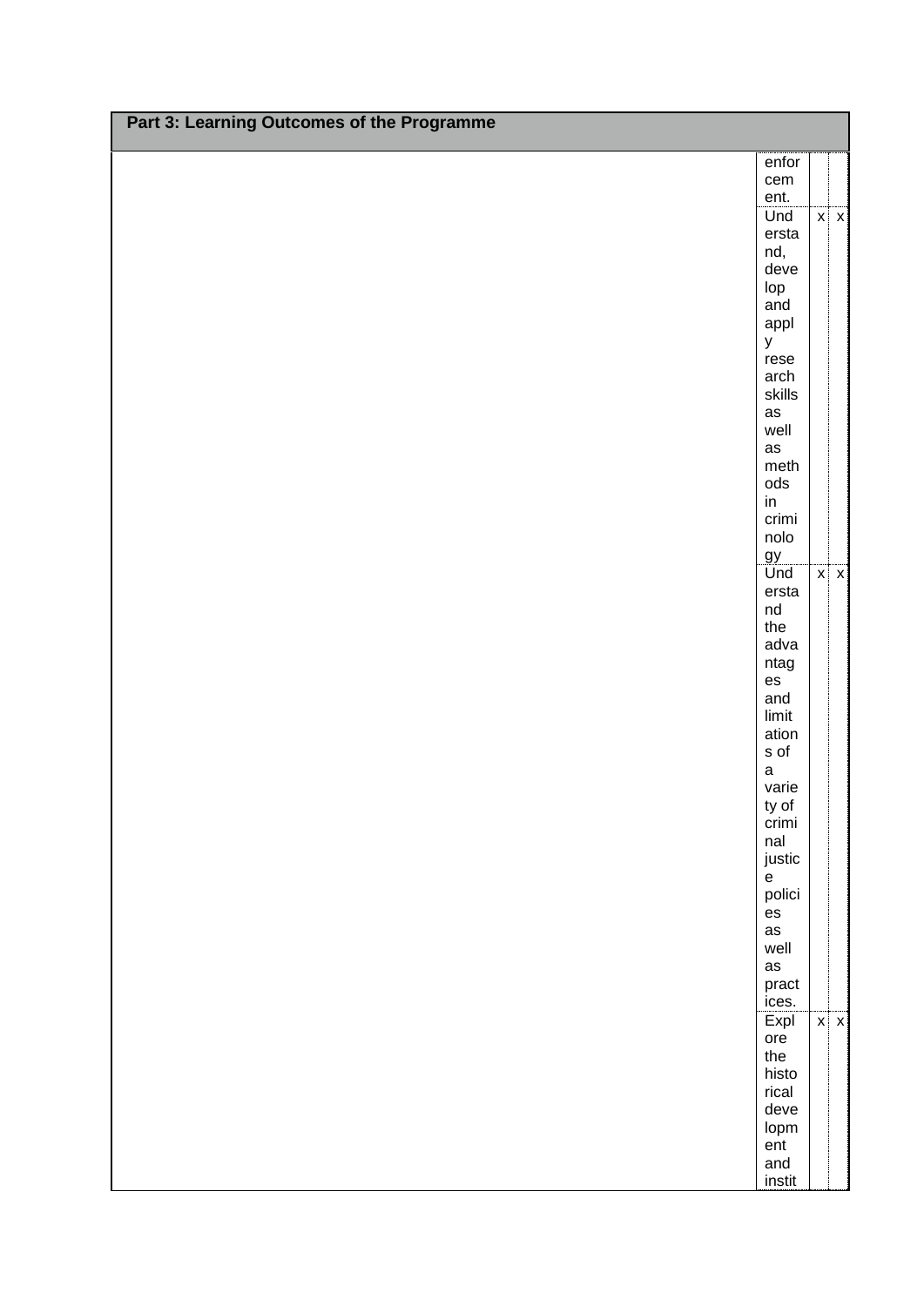## Part 3: Learning Outcomes of the Programme

| | | | |
|---|---|---|---|
| | enforcement. | | |
| | Understand, develop and apply research skills as well as methods in criminology | x | x |
| | Understand the advantages and limitations of a variety of criminal justice policies as well as practices. | x | x |
| | Explore the historical development and instit | x | x |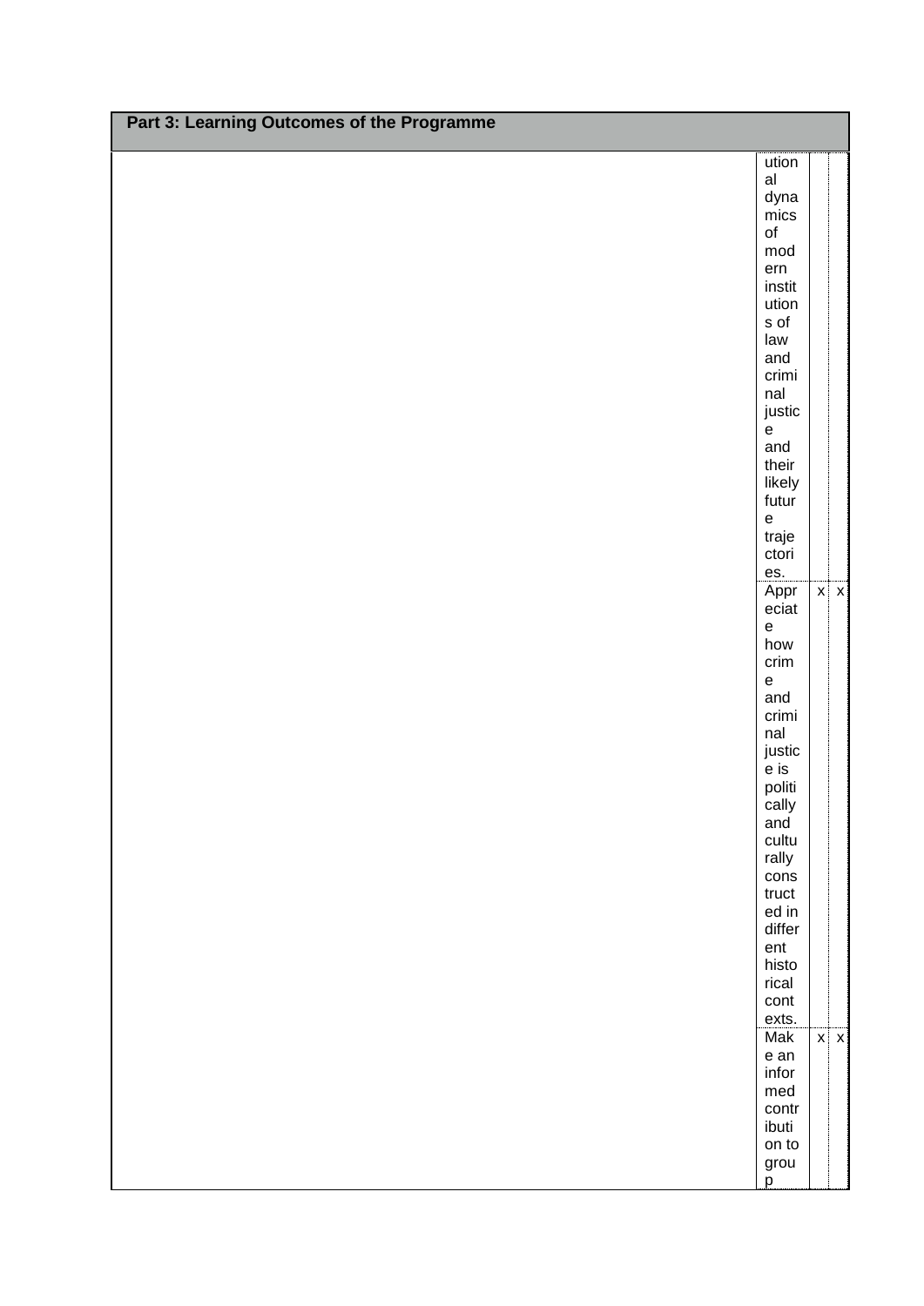## Part 3: Learning Outcomes of the Programme

| | | | |
|---|---|---|---|
| | utional dynamics of modern institutions of law and criminal justice and their likely future trajectories. | | |
| | Appreciate how crime and criminal justice is politically and culturally constructed in different historical contexts. | x | x |
| | Make an informed contribution to group | x | x |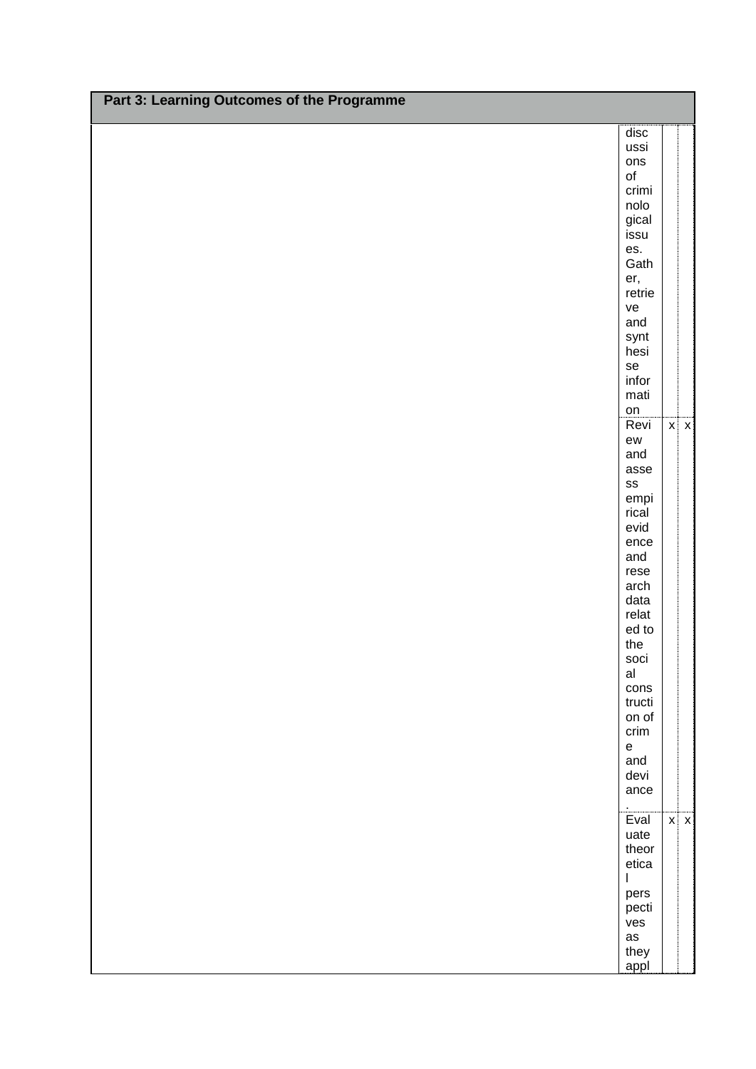## Part 3: Learning Outcomes of the Programme

| | | | |
|---|---|---|---|
| | discussions of criminological issues. Gather, retrieve and synthesise information | | |
| | Review and assess empirical evidence and research data related to the social construction of crime and deviance. | x | x |
| | Evaluate theoretical perspectives as they appl | x | x |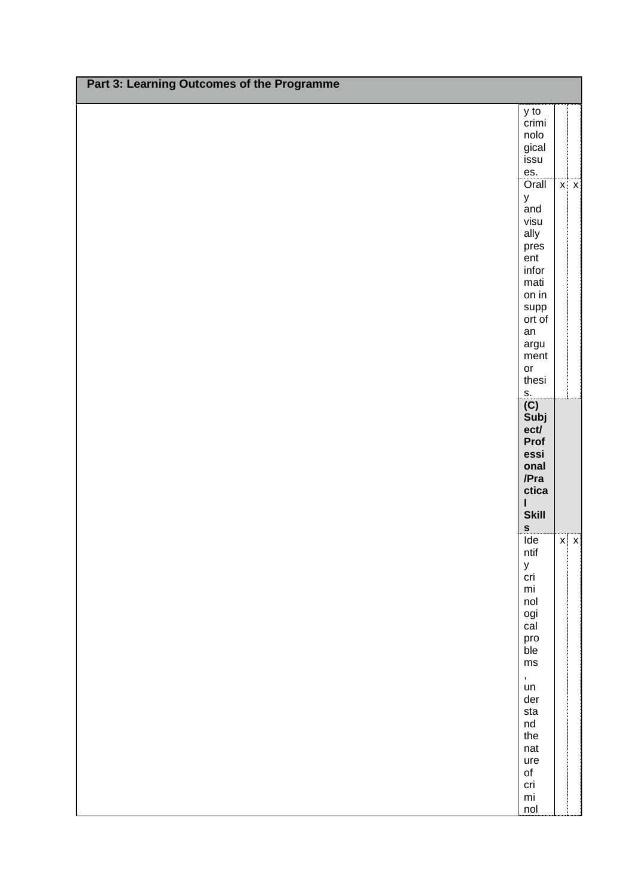| Part 3: Learning Outcomes of the Programme | | | |
|---|---|---|---|
| | y to criminological issues. | | |
| | Orally and visually present information in support of an argument or thesis. | x | x |
| | **(C) Subject/ Professional/Practical Skills** | | |
| | Identify criminological problems, understand the nature of criminol | x | x |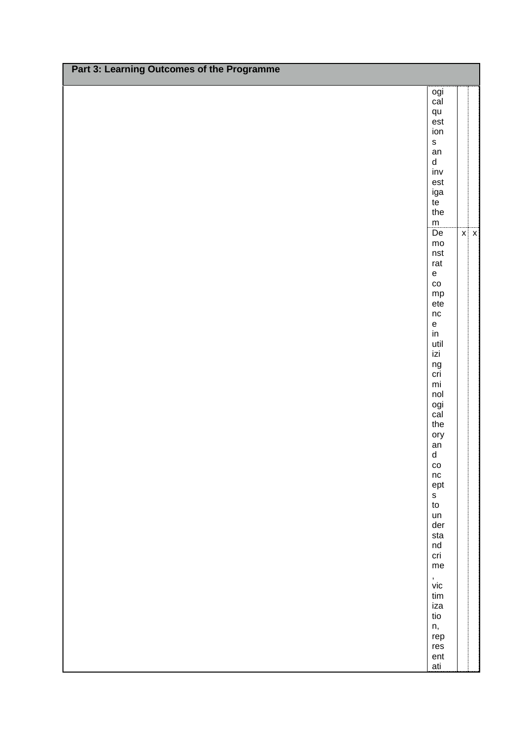| Part 3: Learning Outcomes of the Programme | | | |
|---|---|---|---|
| | ogical questions and investigate them | | |
| | Demonstrate competence in utilizing criminological theory and concepts to understand crime, victimization, representati | x | x |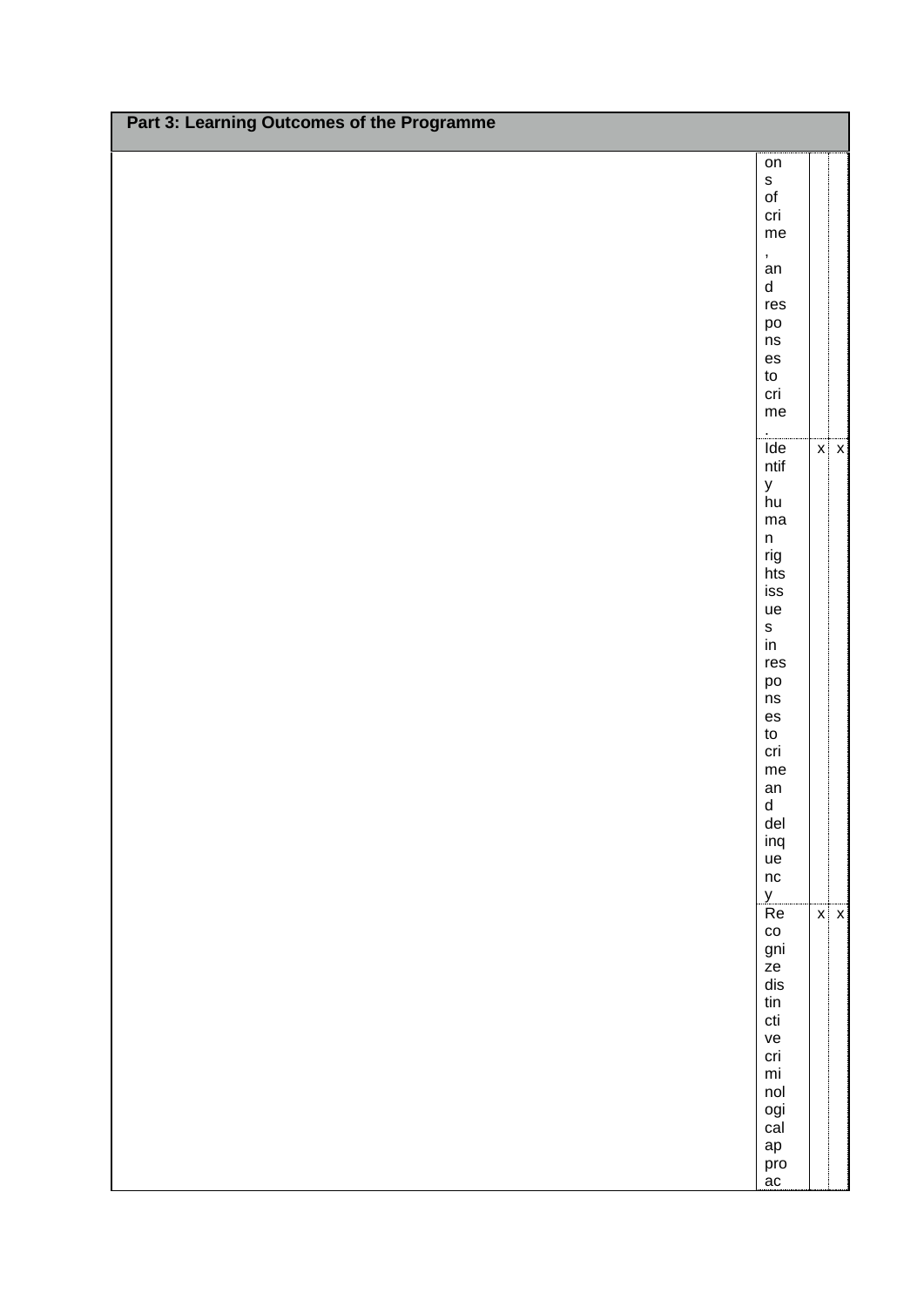## Part 3: Learning Outcomes of the Programme

| | | | |
|---|---|---|---|
| | ons of crime, and responses to crime. | | |
| | Identify human rights issues in responses to crime and delinquency | x | x |
| | Recognize distinctive criminological approac | x | x |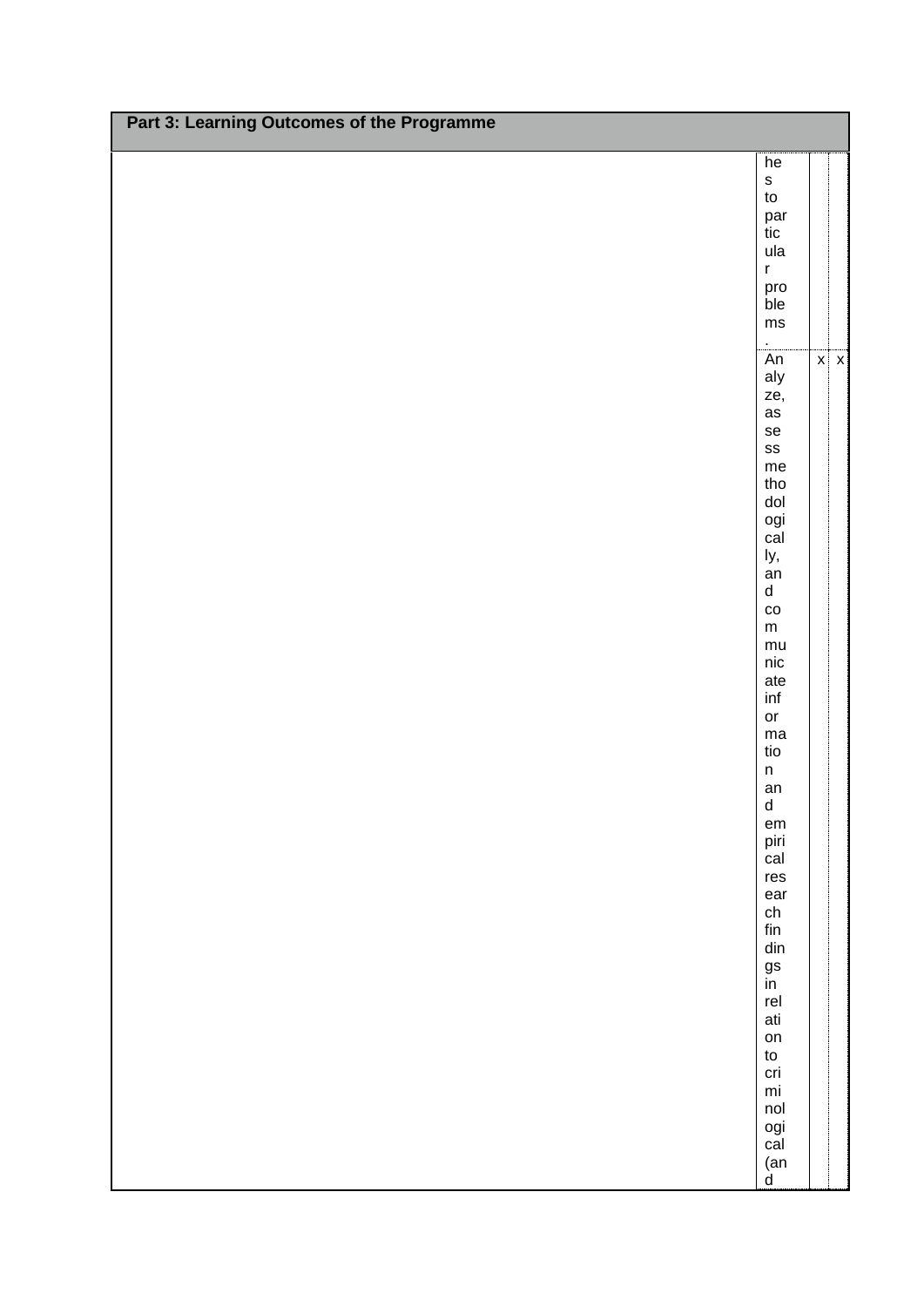**Part 3: Learning Outcomes of the Programme**

| | | | |
|---|---|---|---|
| | hes to particular problems. | | |
| | Analyze, assess methodologically, and communicate information and empirical research findings in relation to criminological (and | x | x |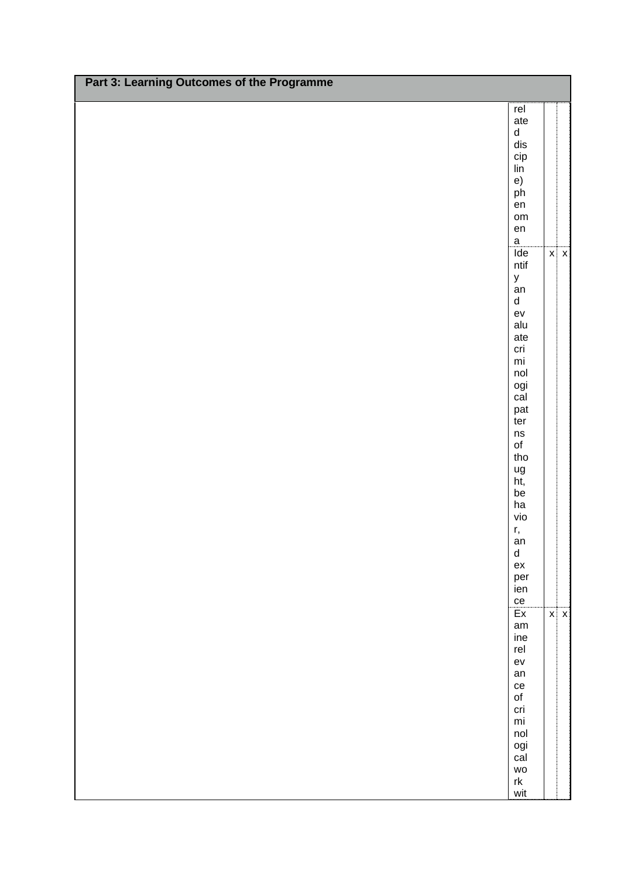**Part 3: Learning Outcomes of the Programme**

| | | | |
|---|---|---|---|
| | related discipline) phenomena | | |
| | Identify and evaluate criminological patterns of thought, behavior, and experience | x | x |
| | Examine relevance of criminological work wit | x | x |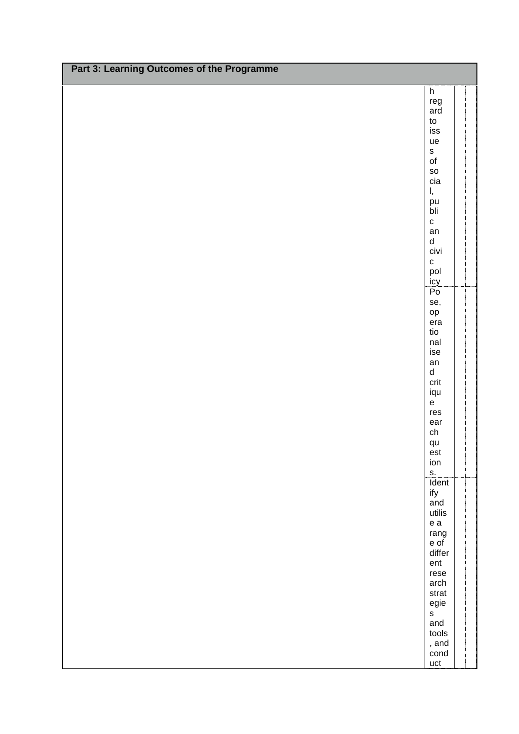## Part 3: Learning Outcomes of the Programme

| | | | |
|---|---|---|---|
| | h regard to issues of social, public and civic policy | | |
| | Pose, operationalise and critique research questions. | | |
| | Identify and utilise a range of different research strategies and tools, and conduct | | |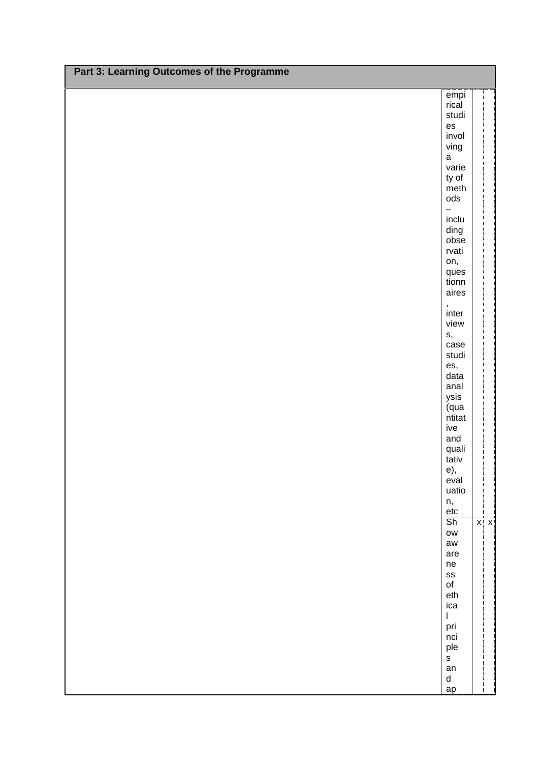## Part 3: Learning Outcomes of the Programme

| | | | |
|---|---|---|---|
| | empirical studies involving a variety of methods – including observation, questionnaires, interviews, case studies, data analysis (quantitative and qualitative), evaluation, etc | | |
| | Show awareness of ethical principles and ap | x | x |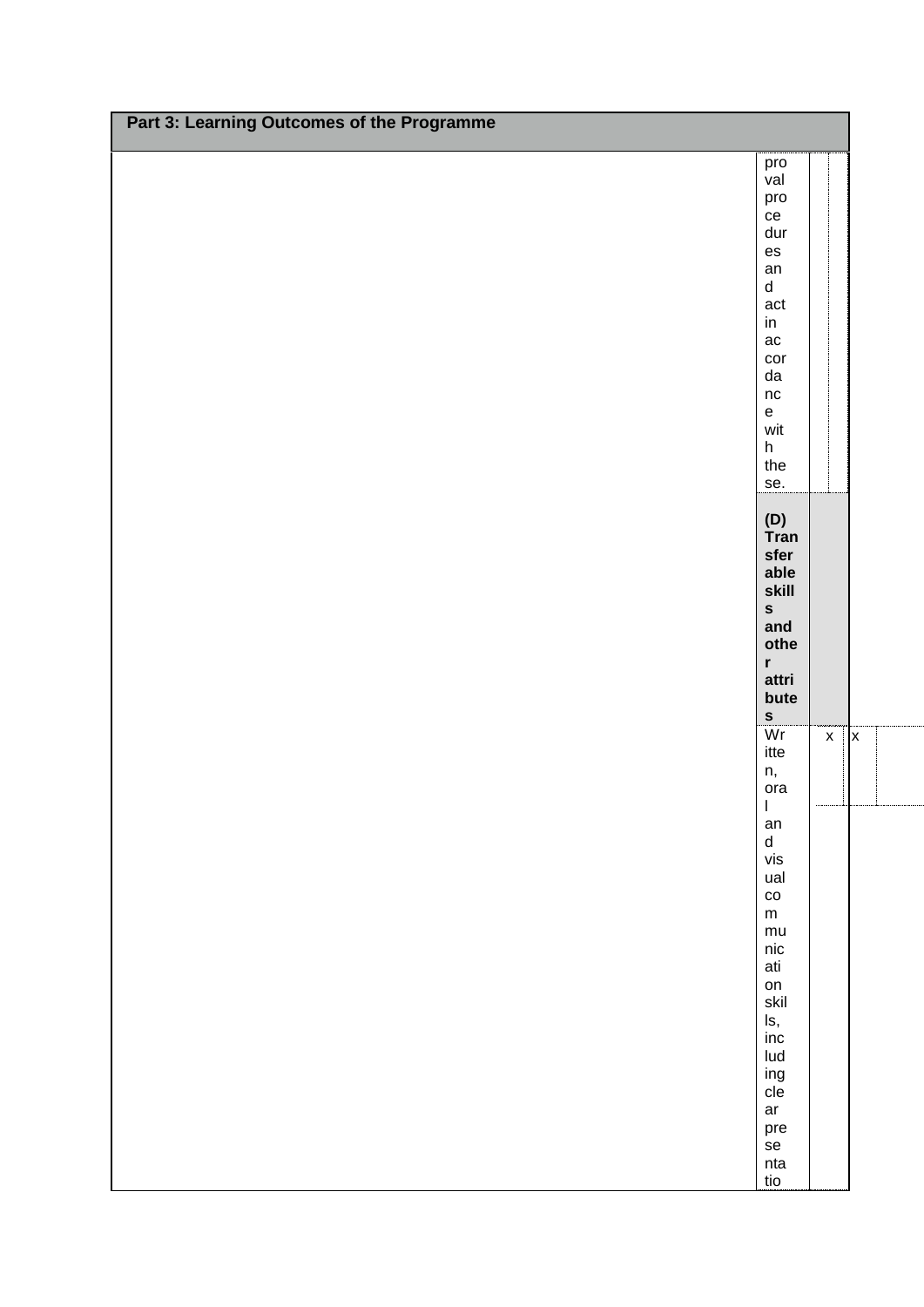| Part 3: Learning Outcomes of the Programme | | | |
|---|---|---|---|
| | proval procedures and act in accordance with these. | | |
| | **(D) Transferable skills and other attributes** | | |
| | Written, oral and visual communication skills, including clear presentatio | x | x |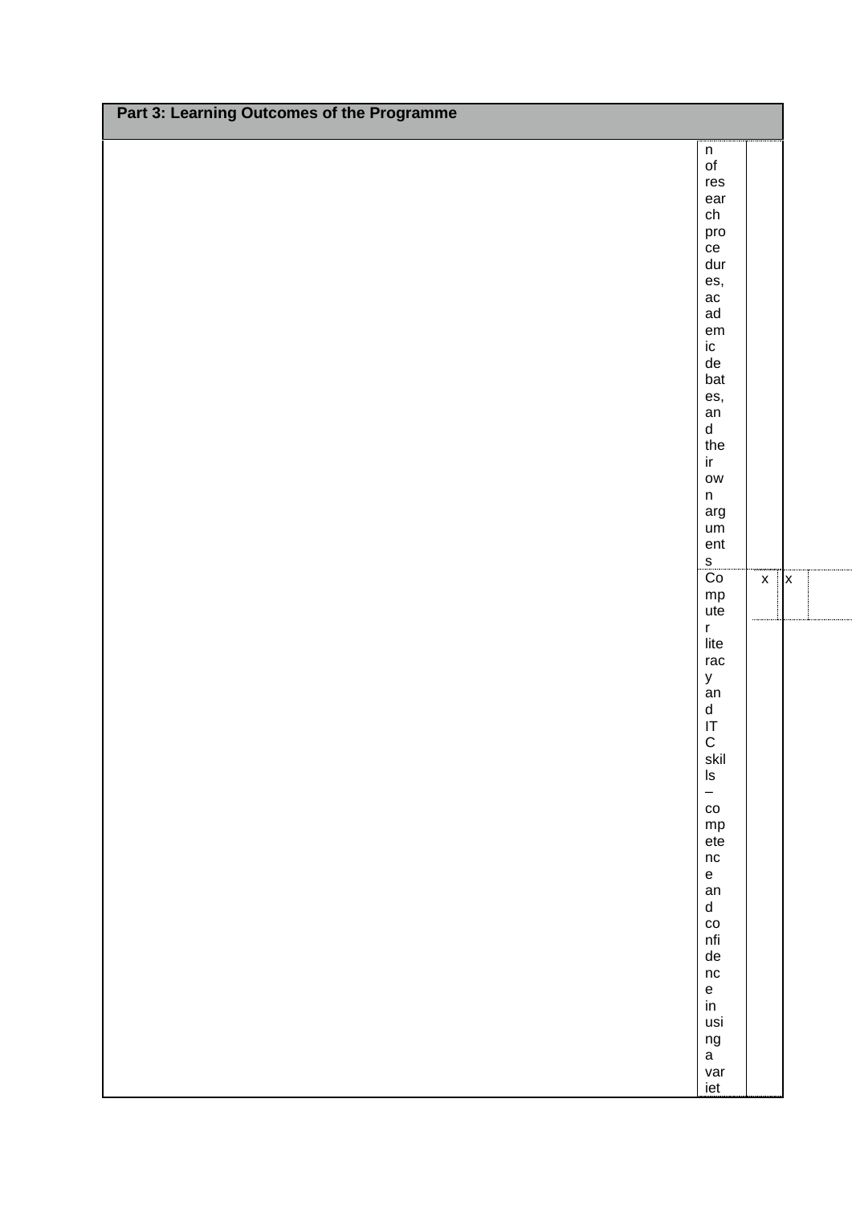## Part 3: Learning Outcomes of the Programme

| | | | | |
|---|---|---|---|---|
| | n of research procedures, academic debates, and their own arguments | | | |
| | Computer literacy and ITC skills – competence and confidence in using a variet | x | x | |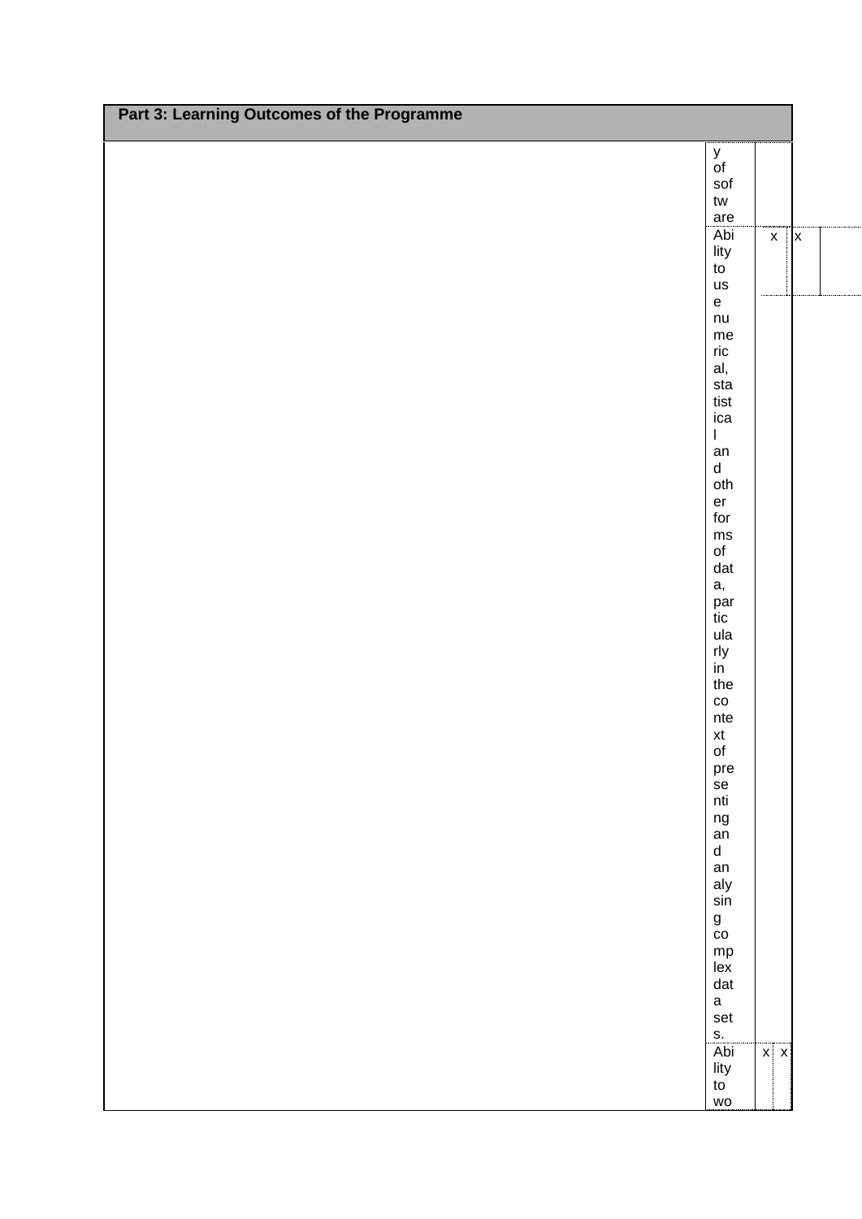## Part 3: Learning Outcomes of the Programme

| | | | | |
|---|---|---|---|---|
| | y of software | | | |
| | Ability to use numerical, statistical and other forms of data, particularly in the context of presenting and analysing complex data sets. | x | x | |
| | Ability to wo | x | x | |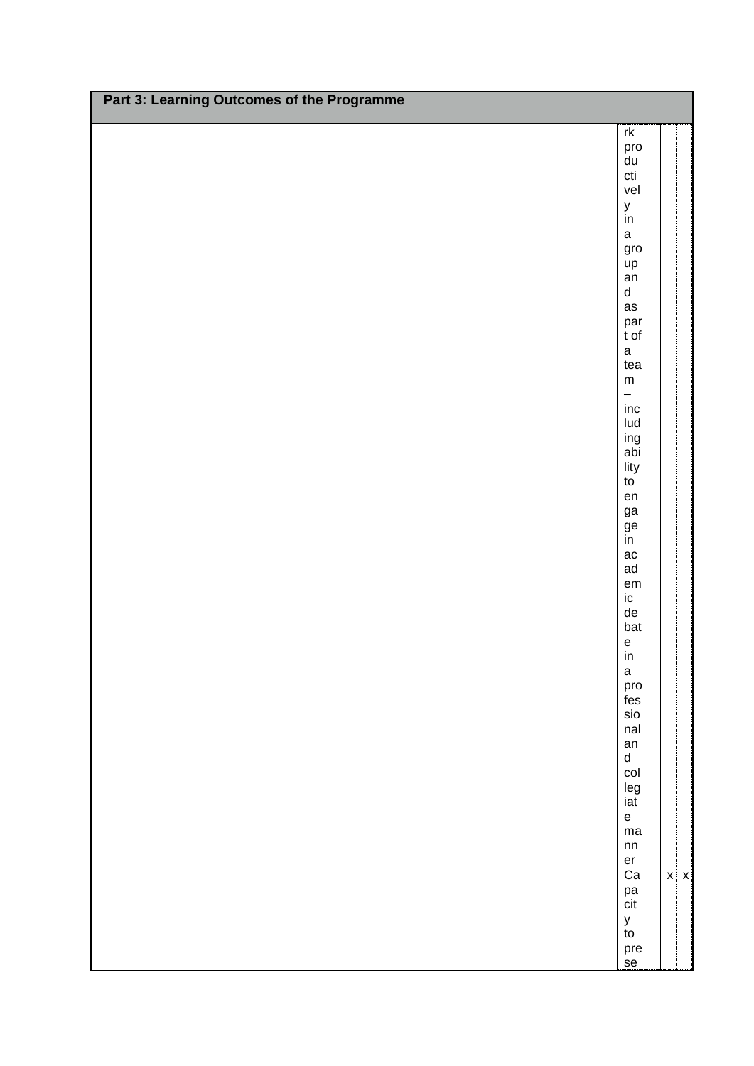## Part 3: Learning Outcomes of the Programme

| | | | |
|---|---|---|---|
| | rk productively in a group and as part of a team – including ability to engage in academic debate in a professional and collegiate manner | | |
| | Capacity to prese | x | x |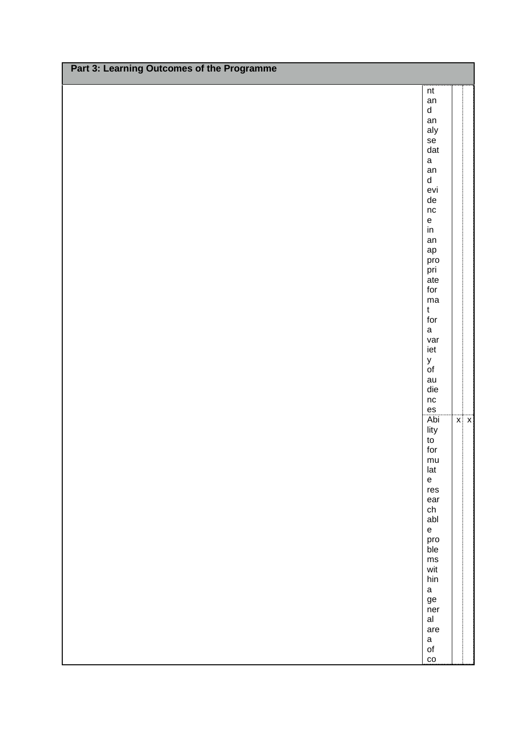| Part 3: Learning Outcomes of the Programme | | | |
|---|---|---|---|
| | nt and analyse data and evidence in an appropriate format for a variety of audiences | | |
| | Ability to formulate researchable problems within a general area of co | x | x |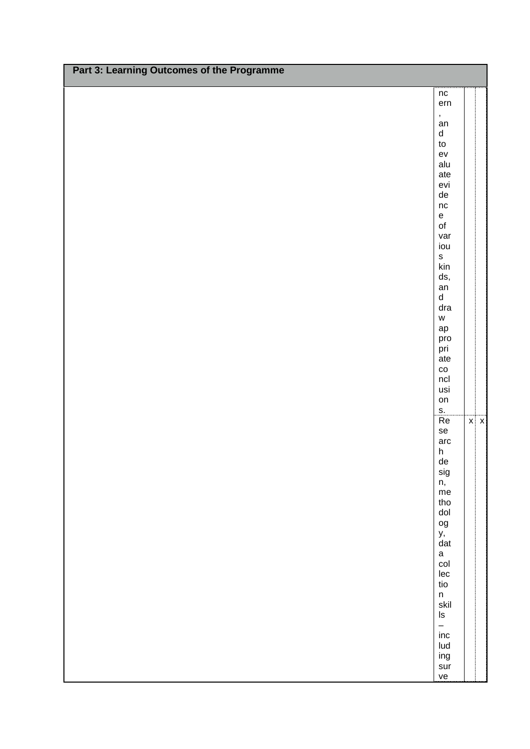## Part 3: Learning Outcomes of the Programme

| | | | |
|---|---|---|---|
| | ncern, and to evaluate evidence of various kinds, and draw appropriate conclusions. | | |
| | Research design, methodology, data collection skills – including surve | x | x |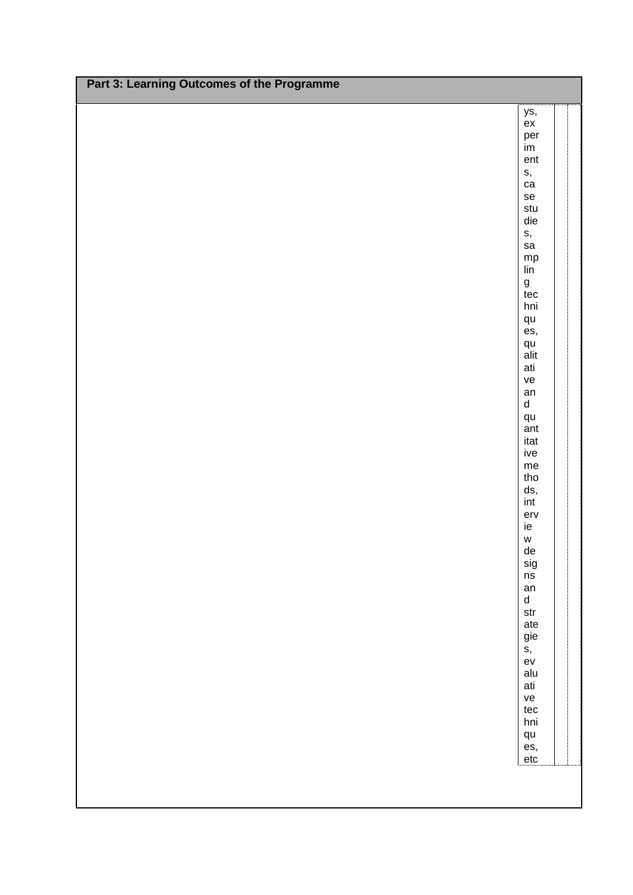## Part 3: Learning Outcomes of the Programme

| | | | |
|---|---|---|---|
| | ys, experiments, case studies, sampling techniques, qualitative and quantitative methods, interview designs and strategies, evaluative techniques, etc | | |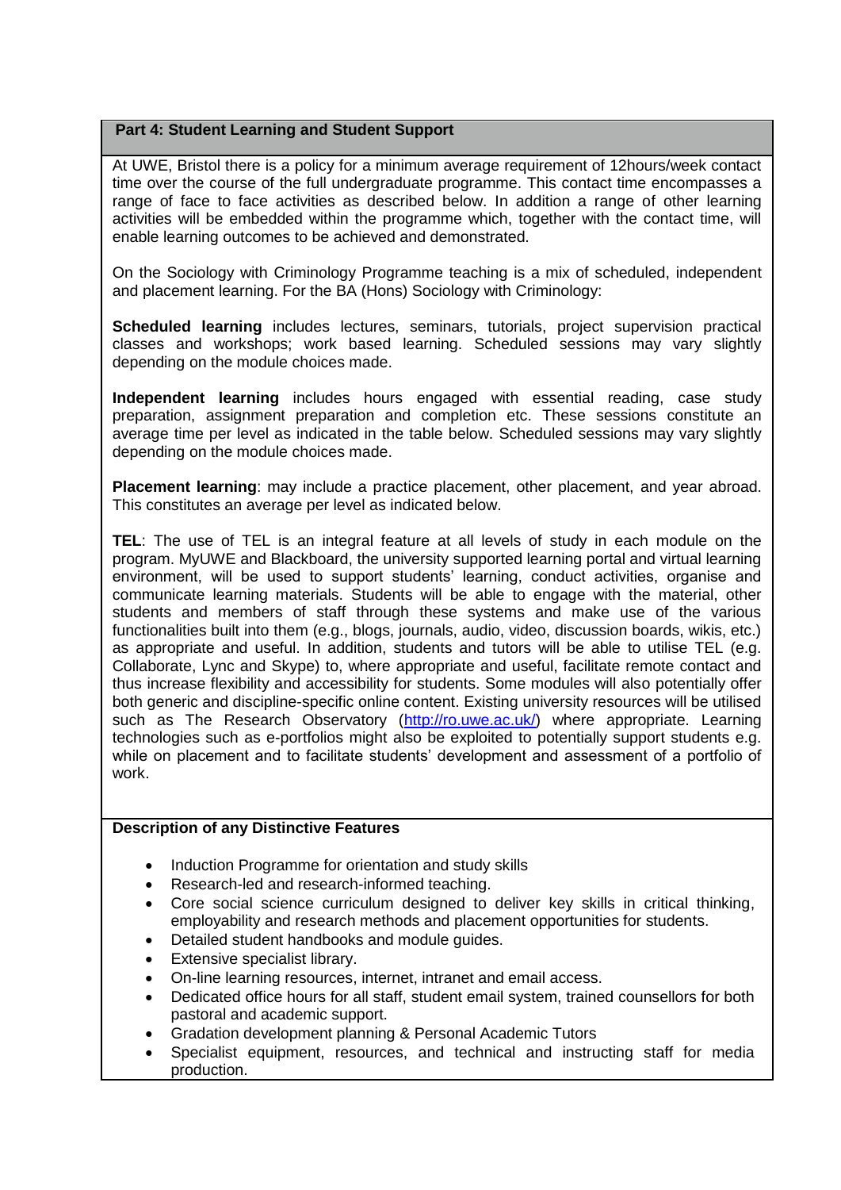## Part 4: Student Learning and Student Support

At UWE, Bristol there is a policy for a minimum average requirement of 12hours/week contact time over the course of the full undergraduate programme. This contact time encompasses a range of face to face activities as described below. In addition a range of other learning activities will be embedded within the programme which, together with the contact time, will enable learning outcomes to be achieved and demonstrated.

On the Sociology with Criminology Programme teaching is a mix of scheduled, independent and placement learning. For the BA (Hons) Sociology with Criminology:

**Scheduled learning** includes lectures, seminars, tutorials, project supervision practical classes and workshops; work based learning. Scheduled sessions may vary slightly depending on the module choices made.

**Independent learning** includes hours engaged with essential reading, case study preparation, assignment preparation and completion etc. These sessions constitute an average time per level as indicated in the table below. Scheduled sessions may vary slightly depending on the module choices made.

**Placement learning**: may include a practice placement, other placement, and year abroad. This constitutes an average per level as indicated below.

**TEL**: The use of TEL is an integral feature at all levels of study in each module on the program. MyUWE and Blackboard, the university supported learning portal and virtual learning environment, will be used to support students' learning, conduct activities, organise and communicate learning materials. Students will be able to engage with the material, other students and members of staff through these systems and make use of the various functionalities built into them (e.g., blogs, journals, audio, video, discussion boards, wikis, etc.) as appropriate and useful. In addition, students and tutors will be able to utilise TEL (e.g. Collaborate, Lync and Skype) to, where appropriate and useful, facilitate remote contact and thus increase flexibility and accessibility for students. Some modules will also potentially offer both generic and discipline-specific online content. Existing university resources will be utilised such as The Research Observatory (http://ro.uwe.ac.uk/) where appropriate. Learning technologies such as e-portfolios might also be exploited to potentially support students e.g. while on placement and to facilitate students' development and assessment of a portfolio of work.

### Description of any Distinctive Features

- Induction Programme for orientation and study skills
- Research-led and research-informed teaching.
- Core social science curriculum designed to deliver key skills in critical thinking, employability and research methods and placement opportunities for students.
- Detailed student handbooks and module guides.
- Extensive specialist library.
- On-line learning resources, internet, intranet and email access.
- Dedicated office hours for all staff, student email system, trained counsellors for both pastoral and academic support.
- Gradation development planning & Personal Academic Tutors
- Specialist equipment, resources, and technical and instructing staff for media production.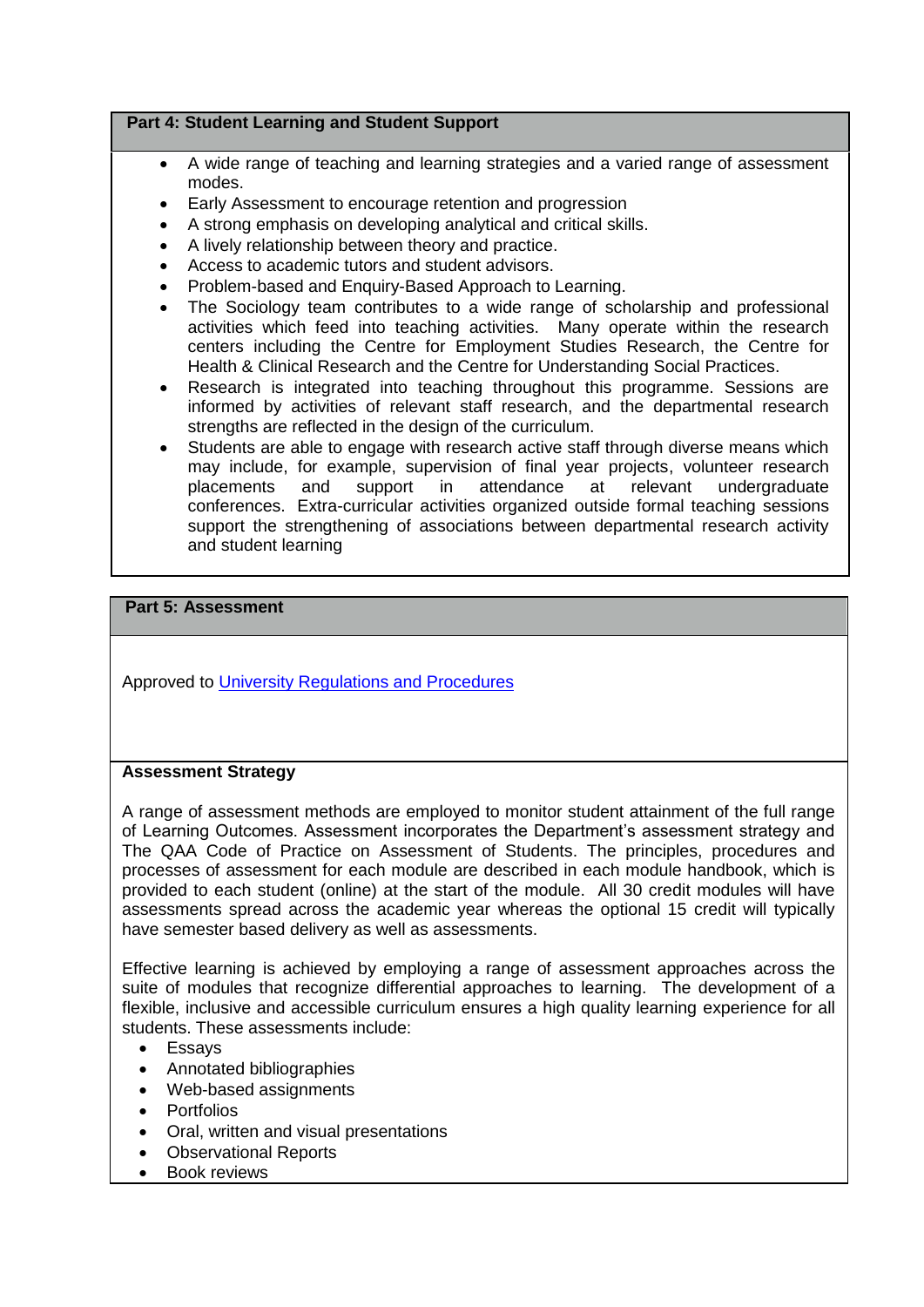## Part 4: Student Learning and Student Support

- A wide range of teaching and learning strategies and a varied range of assessment modes.
- Early Assessment to encourage retention and progression
- A strong emphasis on developing analytical and critical skills.
- A lively relationship between theory and practice.
- Access to academic tutors and student advisors.
- Problem-based and Enquiry-Based Approach to Learning.
- The Sociology team contributes to a wide range of scholarship and professional activities which feed into teaching activities. Many operate within the research centers including the Centre for Employment Studies Research, the Centre for Health & Clinical Research and the Centre for Understanding Social Practices.
- Research is integrated into teaching throughout this programme. Sessions are informed by activities of relevant staff research, and the departmental research strengths are reflected in the design of the curriculum.
- Students are able to engage with research active staff through diverse means which may include, for example, supervision of final year projects, volunteer research placements and support in attendance at relevant undergraduate conferences. Extra-curricular activities organized outside formal teaching sessions support the strengthening of associations between departmental research activity and student learning

## Part 5: Assessment

Approved to University Regulations and Procedures

**Assessment Strategy**

A range of assessment methods are employed to monitor student attainment of the full range of Learning Outcomes. Assessment incorporates the Department's assessment strategy and The QAA Code of Practice on Assessment of Students. The principles, procedures and processes of assessment for each module are described in each module handbook, which is provided to each student (online) at the start of the module. All 30 credit modules will have assessments spread across the academic year whereas the optional 15 credit will typically have semester based delivery as well as assessments.

Effective learning is achieved by employing a range of assessment approaches across the suite of modules that recognize differential approaches to learning. The development of a flexible, inclusive and accessible curriculum ensures a high quality learning experience for all students. These assessments include:

- Essays
- Annotated bibliographies
- Web-based assignments
- Portfolios
- Oral, written and visual presentations
- Observational Reports
- Book reviews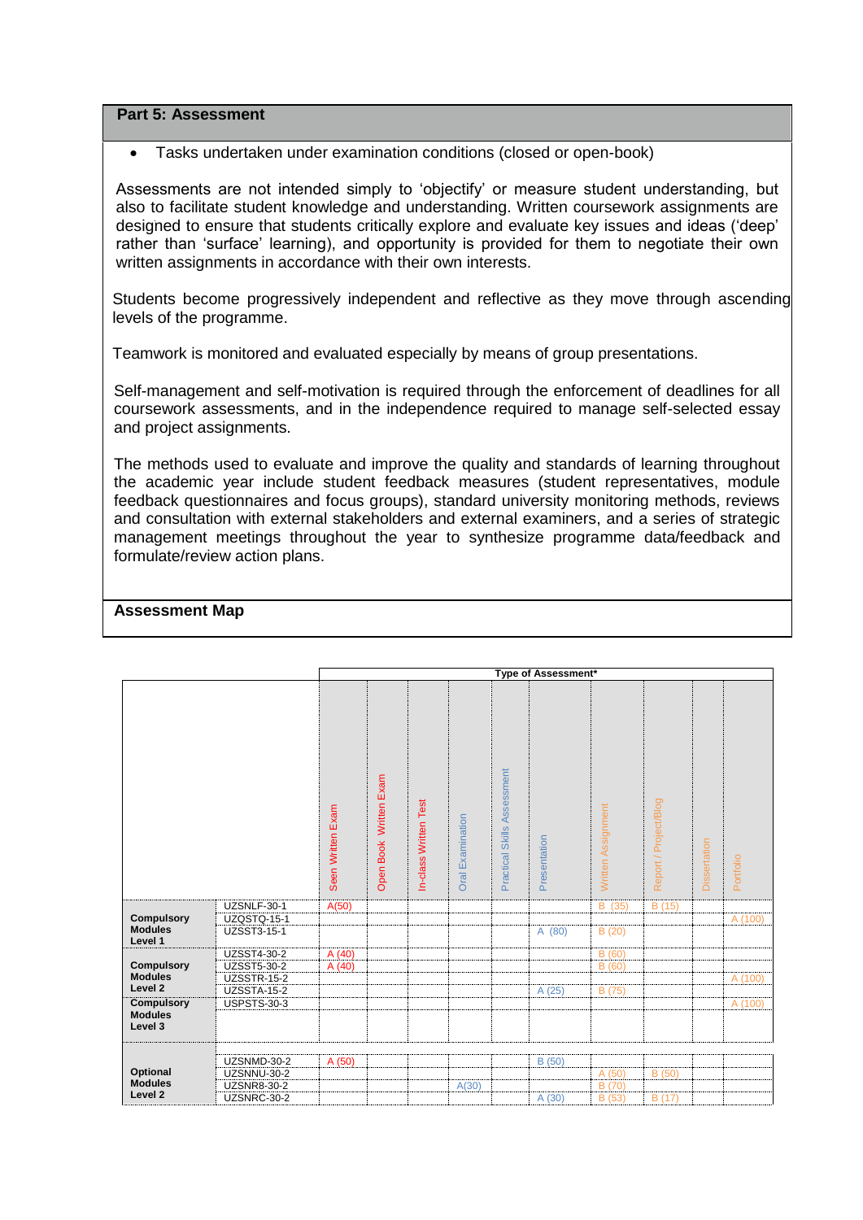## Part 5: Assessment

- Tasks undertaken under examination conditions (closed or open-book)

Assessments are not intended simply to 'objectify' or measure student understanding, but also to facilitate student knowledge and understanding. Written coursework assignments are designed to ensure that students critically explore and evaluate key issues and ideas ('deep' rather than 'surface' learning), and opportunity is provided for them to negotiate their own written assignments in accordance with their own interests.

Students become progressively independent and reflective as they move through ascending levels of the programme.

Teamwork is monitored and evaluated especially by means of group presentations.

Self-management and self-motivation is required through the enforcement of deadlines for all coursework assessments, and in the independence required to manage self-selected essay and project assignments.

The methods used to evaluate and improve the quality and standards of learning throughout the academic year include student feedback measures (student representatives, module feedback questionnaires and focus groups), standard university monitoring methods, reviews and consultation with external stakeholders and external examiners, and a series of strategic management meetings throughout the year to synthesize programme data/feedback and formulate/review action plans.

### Assessment Map

| | | Type of Assessment* | | | | | | | | | |
|---|---|---|---|---|---|---|---|---|---|---|---|
| | | Seen Written Exam | Open Book Written Exam | In-class Written Test | Oral Examination | Practical Skills Assessment | Presentation | Written Assignment | Report / Project/Blog | Dissertation | Portfolio |
| Compulsory Modules Level 1 | UZSNLF-30-1 | A(50) | | | | | | B (35) | B (15) | | |
| | UZQSTQ-15-1 | | | | | | | | | | A (100) |
| | UZSST3-15-1 | | | | | | A (80) | B (20) | | | |
| Compulsory Modules Level 2 | UZSST4-30-2 | A (40) | | | | | | B (60) | | | |
| | UZSST5-30-2 | A (40) | | | | | | B (60) | | | |
| | UZSSTR-15-2 | | | | | | | | | | A (100) |
| | UZSSTA-15-2 | | | | | | A (25) | B (75) | | | |
| Compulsory Modules Level 3 | USPSTS-30-3 | | | | | | | | | | A (100) |
| Optional Modules Level 2 | UZSNMD-30-2 | A (50) | | | | | B (50) | | | | |
| | UZSNNU-30-2 | | | | | | | A (50) | B (50) | | |
| | UZSNR8-30-2 | | | | A(30) | | | B (70) | | | |
| | UZSNRC-30-2 | | | | | | A (30) | B (53) | B (17) | | |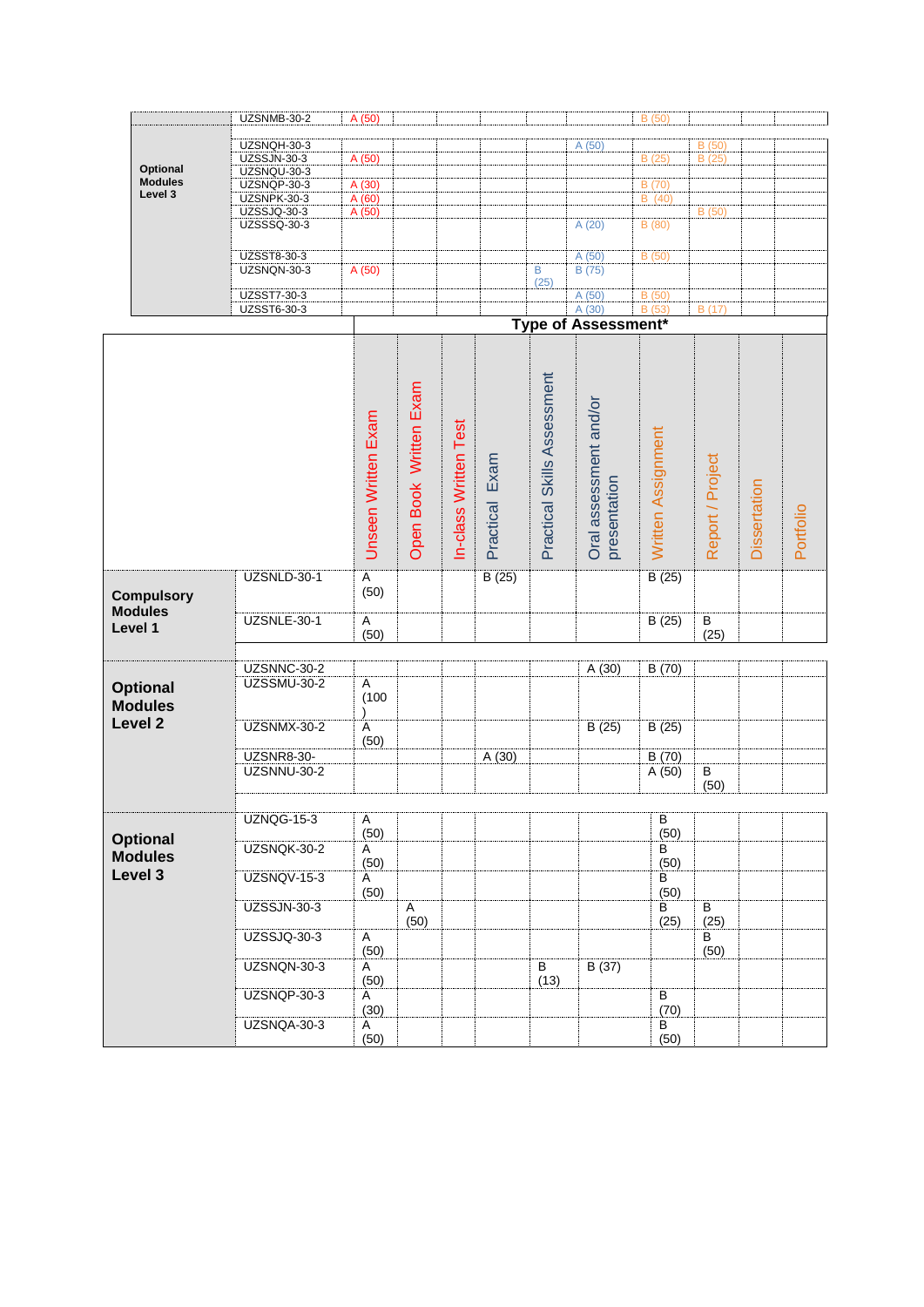| | | Unseen Written Exam | Open Book Written Exam | In-class Written Test | Practical Exam | Practical Skills Assessment | Oral assessment and/or presentation | Written Assignment | Report / Project | Dissertation | Portfolio |
|---|---|---|---|---|---|---|---|---|---|---|---|
| | UZSNMB-30-2 | A (50) | | | | | | B (50) | | | |
| **Optional Modules Level 3** | UZSNQH-30-3 | | | | | | A (50) | | B (50) | | |
| | UZSSJN-30-3 | A (50) | | | | | | B (25) | B (25) | | |
| | UZSNQU-30-3 | | | | | | | | | | |
| | UZSNQP-30-3 | A (30) | | | | | | B (70) | | | |
| | UZSNPK-30-3 | A (60) | | | | | | B (40) | | | |
| | UZSSJQ-30-3 | A (50) | | | | | | | B (50) | | |
| | UZSSSQ-30-3 | | | | | | A (20) | B (80) | | | |
| | UZSST8-30-3 | | | | | | A (50) | B (50) | | | |
| | UZSNQN-30-3 | A (50) | | | | B (25) | B (75) | | | | |
| | UZSST7-30-3 | | | | | | A (50) | B (50) | | | |
| | UZSST6-30-3 | | | | | | A (30) | B (53) | B (17) | | |

| | | Type of Assessment* | | | | | | | | | |
|---|---|---|---|---|---|---|---|---|---|---|---|
| | | Unseen Written Exam | Open Book Written Exam | In-class Written Test | Practical Exam | Practical Skills Assessment | Oral assessment and/or presentation | Written Assignment | Report / Project | Dissertation | Portfolio |
| **Compulsory Modules Level 1** | UZSNLD-30-1 | A (50) | | | B (25) | | | B (25) | | | |
| | UZSNLE-30-1 | A (50) | | | | | | B (25) | B (25) | | |
| **Optional Modules Level 2** | UZSNNC-30-2 | | | | | | A (30) | B (70) | | | |
| | UZSSMU-30-2 | A (100) | | | | | | | | | |
| | UZSNMX-30-2 | A (50) | | | | | B (25) | B (25) | | | |
| | UZSNR8-30- | | | | A (30) | | | B (70) | | | |
| | UZSNNU-30-2 | | | | | | | A (50) | B (50) | | |
| **Optional Modules Level 3** | UZNQG-15-3 | A (50) | | | | | | B (50) | | | |
| | UZSNQK-30-2 | A (50) | | | | | | B (50) | | | |
| | UZNQV-15-3 | A (50) | | | | | | B (50) | | | |
| | UZSSJN-30-3 | | A (50) | | | | | B (25) | B (25) | | |
| | UZSSJQ-30-3 | A (50) | | | | | | | B (50) | | |
| | UZNQN-30-3 | A (50) | | | | B (13) | B (37) | | | | |
| | UZSNQP-30-3 | A (30) | | | | | | B (70) | | | |
| | UZSNQA-30-3 | A (50) | | | | | | B (50) | | | |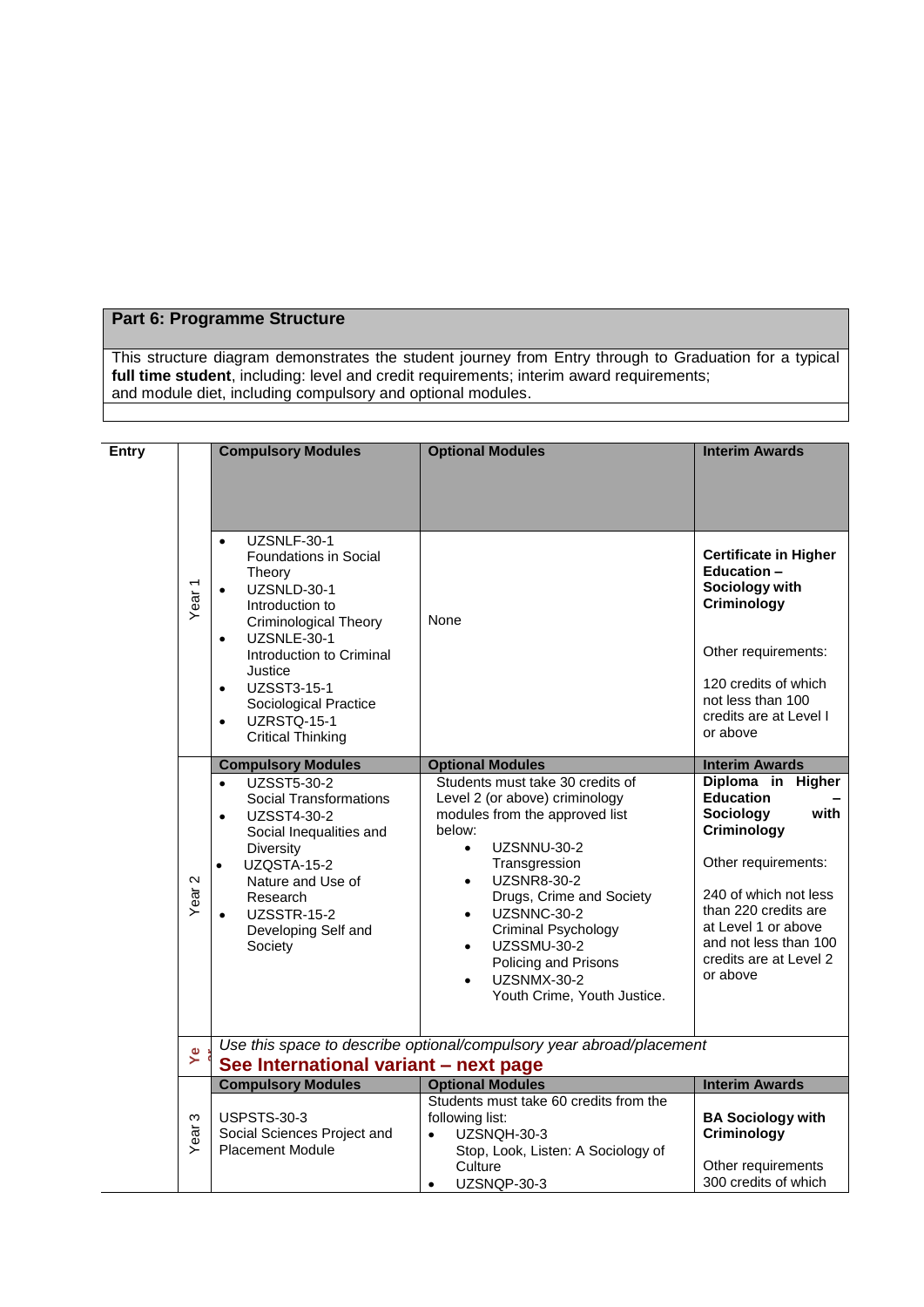## Part 6: Programme Structure

This structure diagram demonstrates the student journey from Entry through to Graduation for a typical **full time student**, including: level and credit requirements; interim award requirements; and module diet, including compulsory and optional modules.

| Entry | | Compulsory Modules | Optional Modules | Interim Awards |
|---|---|---|---|---|
| | Year 1 | • UZSNLF-30-1 Foundations in Social Theory<br>• UZSNLD-30-1 Introduction to Criminological Theory<br>• UZSNLE-30-1 Introduction to Criminal Justice<br>• UZSST3-15-1 Sociological Practice<br>• UZRSTQ-15-1 Critical Thinking | None | **Certificate in Higher Education – Sociology with Criminology**<br><br>Other requirements:<br><br>120 credits of which not less than 100 credits are at Level I or above |
| | | **Compulsory Modules** | **Optional Modules** | **Interim Awards** |
| | Year 2 | • UZSST5-30-2 Social Transformations<br>• UZSST4-30-2 Social Inequalities and Diversity<br>• UZQSTA-15-2 Nature and Use of Research<br>• UZSSTR-15-2 Developing Self and Society | Students must take 30 credits of Level 2 (or above) criminology modules from the approved list below:<br>• UZSNNU-30-2 Transgression<br>• UZSNR8-30-2 Drugs, Crime and Society<br>• UZSNNC-30-2 Criminal Psychology<br>• UZSSMU-30-2 Policing and Prisons<br>• UZSNMX-30-2 Youth Crime, Youth Justice. | **Diploma in Higher Education – Sociology with Criminology**<br><br>Other requirements:<br><br>240 of which not less than 220 credits are at Level 1 or above and not less than 100 credits are at Level 2 or above |
| | Year | *Use this space to describe optional/compulsory year abroad/placement*<br>**See International variant – next page** | | |
| | | **Compulsory Modules** | **Optional Modules** | **Interim Awards** |
| | Year 3 | USPSTS-30-3 Social Sciences Project and Placement Module | Students must take 60 credits from the following list:<br>• UZSNQH-30-3 Stop, Look, Listen: A Sociology of Culture<br>• UZSNQP-30-3 | **BA Sociology with Criminology**<br><br>Other requirements 300 credits of which |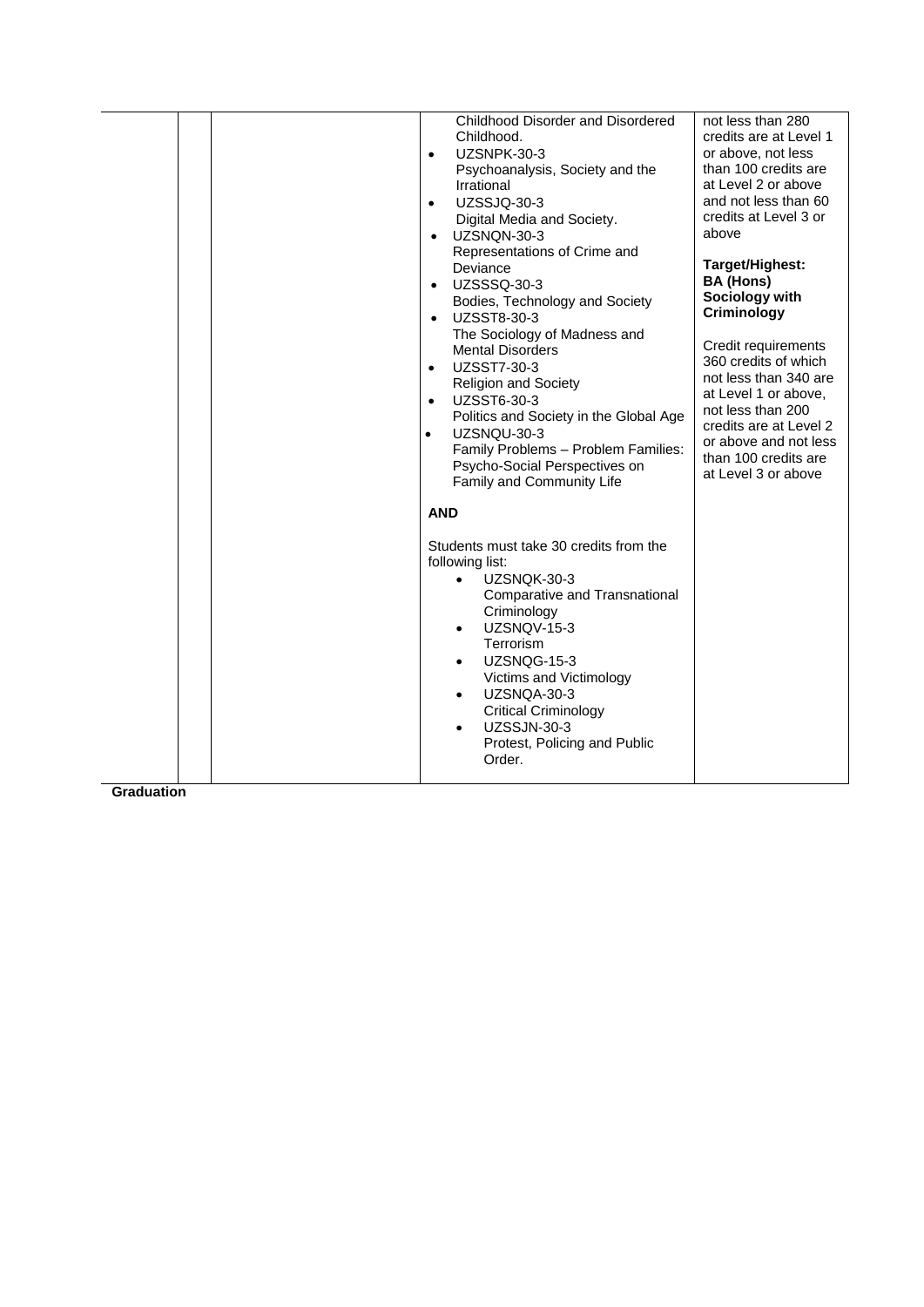| | | | | |
|---|---|---|---|---|
| | | | Childhood Disorder and Disordered Childhood.<br>• UZSNPK-30-3 Psychoanalysis, Society and the Irrational<br>• UZSSJQ-30-3 Digital Media and Society.<br>• UZSNQN-30-3 Representations of Crime and Deviance<br>• UZSSSQ-30-3 Bodies, Technology and Society<br>• UZSST8-30-3 The Sociology of Madness and Mental Disorders<br>• UZSST7-30-3 Religion and Society<br>• UZSST6-30-3 Politics and Society in the Global Age<br>• UZSNQU-30-3 Family Problems – Problem Families: Psycho-Social Perspectives on Family and Community Life<br><br>**AND**<br><br>Students must take 30 credits from the following list:<br>• UZSNQK-30-3 Comparative and Transnational Criminology<br>• UZSNQV-15-3 Terrorism<br>• UZSNQG-15-3 Victims and Victimology<br>• UZSNQA-30-3 Critical Criminology<br>• UZSSJN-30-3 Protest, Policing and Public Order. | not less than 280 credits are at Level 1 or above, not less than 100 credits are at Level 2 or above and not less than 60 credits at Level 3 or above<br><br>**Target/Highest: BA (Hons) Sociology with Criminology**<br><br>Credit requirements 360 credits of which not less than 340 are at Level 1 or above, not less than 200 credits are at Level 2 or above and not less than 100 credits are at Level 3 or above |

**Graduation**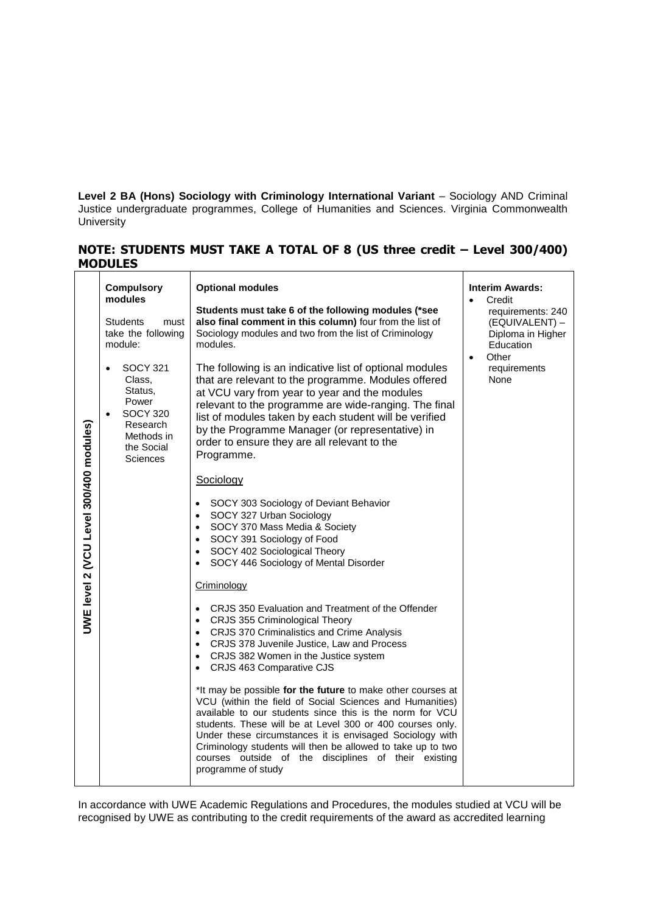**Level 2 BA (Hons) Sociology with Criminology International Variant** – Sociology AND Criminal Justice undergraduate programmes, College of Humanities and Sciences. Virginia Commonwealth University

## NOTE: STUDENTS MUST TAKE A TOTAL OF 8 (US three credit – Level 300/400) MODULES

| UWE level 2 (VCU Level 300/400 modules) | Compulsory modules | Optional modules | Interim Awards: |
|---|---|---|---|
| | Students must take the following module:<br><br>• SOCY 321 Class, Status, Power<br>• SOCY 320 Research Methods in the Social Sciences | **Students must take 6 of the following modules (*see also final comment in this column)** four from the list of Sociology modules and two from the list of Criminology modules.<br><br>The following is an indicative list of optional modules that are relevant to the programme. Modules offered at VCU vary from year to year and the modules relevant to the programme are wide-ranging. The final list of modules taken by each student will be verified by the Programme Manager (or representative) in order to ensure they are all relevant to the Programme.<br><br>Sociology<br><br>• SOCY 303 Sociology of Deviant Behavior<br>• SOCY 327 Urban Sociology<br>• SOCY 370 Mass Media & Society<br>• SOCY 391 Sociology of Food<br>• SOCY 402 Sociological Theory<br>• SOCY 446 Sociology of Mental Disorder<br><br>Criminology<br><br>• CRJS 350 Evaluation and Treatment of the Offender<br>• CRJS 355 Criminological Theory<br>• CRJS 370 Criminalistics and Crime Analysis<br>• CRJS 378 Juvenile Justice, Law and Process<br>• CRJS 382 Women in the Justice system<br>• CRJS 463 Comparative CJS<br><br>*It may be possible **for the future** to make other courses at VCU (within the field of Social Sciences and Humanities) available to our students since this is the norm for VCU students. These will be at Level 300 or 400 courses only. Under these circumstances it is envisaged Sociology with Criminology students will then be allowed to take up to two courses outside of the disciplines of their existing programme of study | • Credit requirements: 240 (EQUIVALENT) – Diploma in Higher Education<br>• Other requirements None |

In accordance with UWE Academic Regulations and Procedures, the modules studied at VCU will be recognised by UWE as contributing to the credit requirements of the award as accredited learning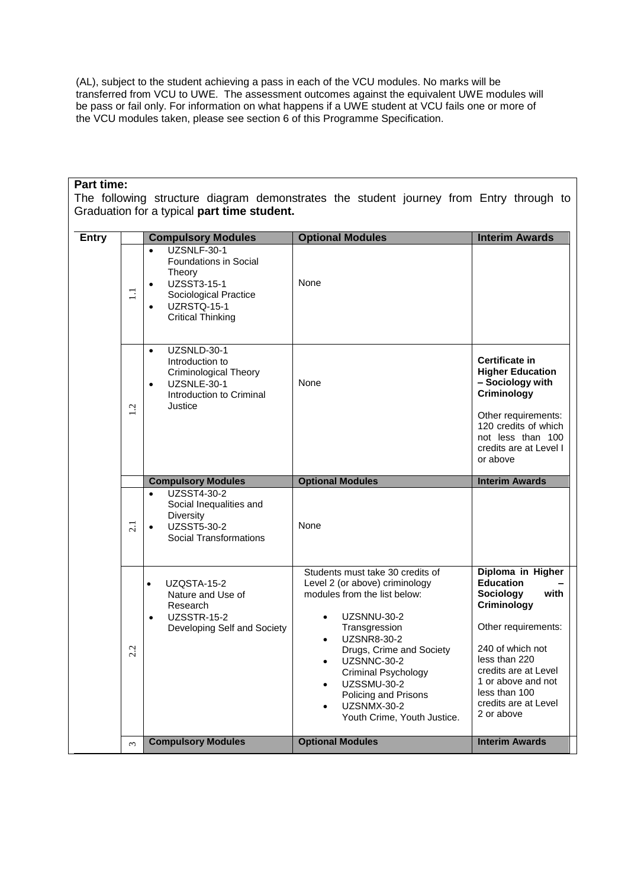(AL), subject to the student achieving a pass in each of the VCU modules. No marks will be transferred from VCU to UWE. The assessment outcomes against the equivalent UWE modules will be pass or fail only. For information on what happens if a UWE student at VCU fails one or more of the VCU modules taken, please see section 6 of this Programme Specification.

**Part time:**

The following structure diagram demonstrates the student journey from Entry through to Graduation for a typical **part time student.**

| Entry | | Compulsory Modules | Optional Modules | Interim Awards |
|---|---|---|---|---|
| | 1.1 | • UZSNLF-30-1 Foundations in Social Theory<br>• UZSST3-15-1 Sociological Practice<br>• UZRSTQ-15-1 Critical Thinking | None | |
| | 1.2 | • UZSNLD-30-1 Introduction to Criminological Theory<br>• UZSNLE-30-1 Introduction to Criminal Justice | None | **Certificate in Higher Education – Sociology with Criminology**<br><br>Other requirements: 120 credits of which not less than 100 credits are at Level I or above |
| | | **Compulsory Modules** | **Optional Modules** | **Interim Awards** |
| | 2.1 | • UZSST4-30-2 Social Inequalities and Diversity<br>• UZSST5-30-2 Social Transformations | None | |
| | 2.2 | • UZQSTA-15-2 Nature and Use of Research<br>• UZSSTR-15-2 Developing Self and Society | Students must take 30 credits of Level 2 (or above) criminology modules from the list below:<br>• UZSNNU-30-2 Transgression<br>• UZSNR8-30-2 Drugs, Crime and Society<br>• UZSNNC-30-2 Criminal Psychology<br>• UZSSMU-30-2 Policing and Prisons<br>• UZSNMX-30-2 Youth Crime, Youth Justice. | **Diploma in Higher Education – Sociology with Criminology**<br><br>Other requirements:<br><br>240 of which not less than 220 credits are at Level 1 or above and not less than 100 credits are at Level 2 or above |
| | 3 | **Compulsory Modules** | **Optional Modules** | **Interim Awards** |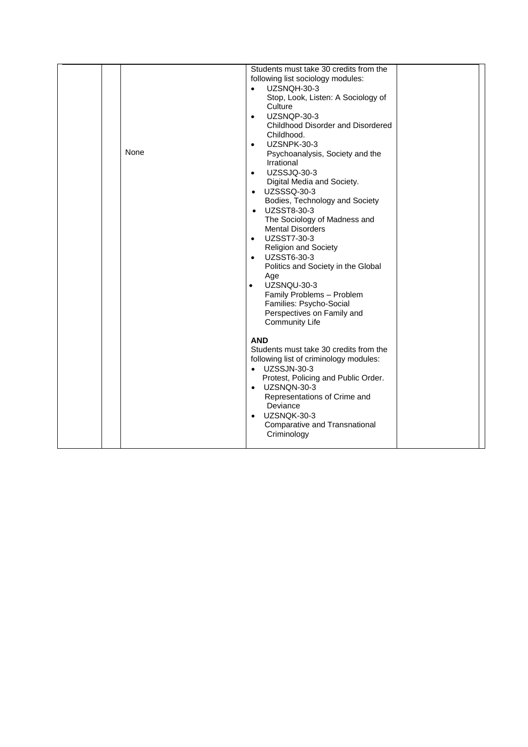|  |  |  |  |  |
|---|---|---|---|---|
|  | None | Students must take 30 credits from the following list sociology modules:<br>• UZSNQH-30-3 Stop, Look, Listen: A Sociology of Culture<br>• UZSNQP-30-3 Childhood Disorder and Disordered Childhood.<br>• UZSNPK-30-3 Psychoanalysis, Society and the Irrational<br>• UZSSJQ-30-3 Digital Media and Society.<br>• UZSSSQ-30-3 Bodies, Technology and Society<br>• UZSST8-30-3 The Sociology of Madness and Mental Disorders<br>• UZSST7-30-3 Religion and Society<br>• UZSST6-30-3 Politics and Society in the Global Age<br>• UZSNQU-30-3 Family Problems – Problem Families: Psycho-Social Perspectives on Family and Community Life<br><br>**AND**<br>Students must take 30 credits from the following list of criminology modules:<br>• UZSSJN-30-3 Protest, Policing and Public Order.<br>• UZSNQN-30-3 Representations of Crime and Deviance<br>• UZSNQK-30-3 Comparative and Transnational Criminology |  |  |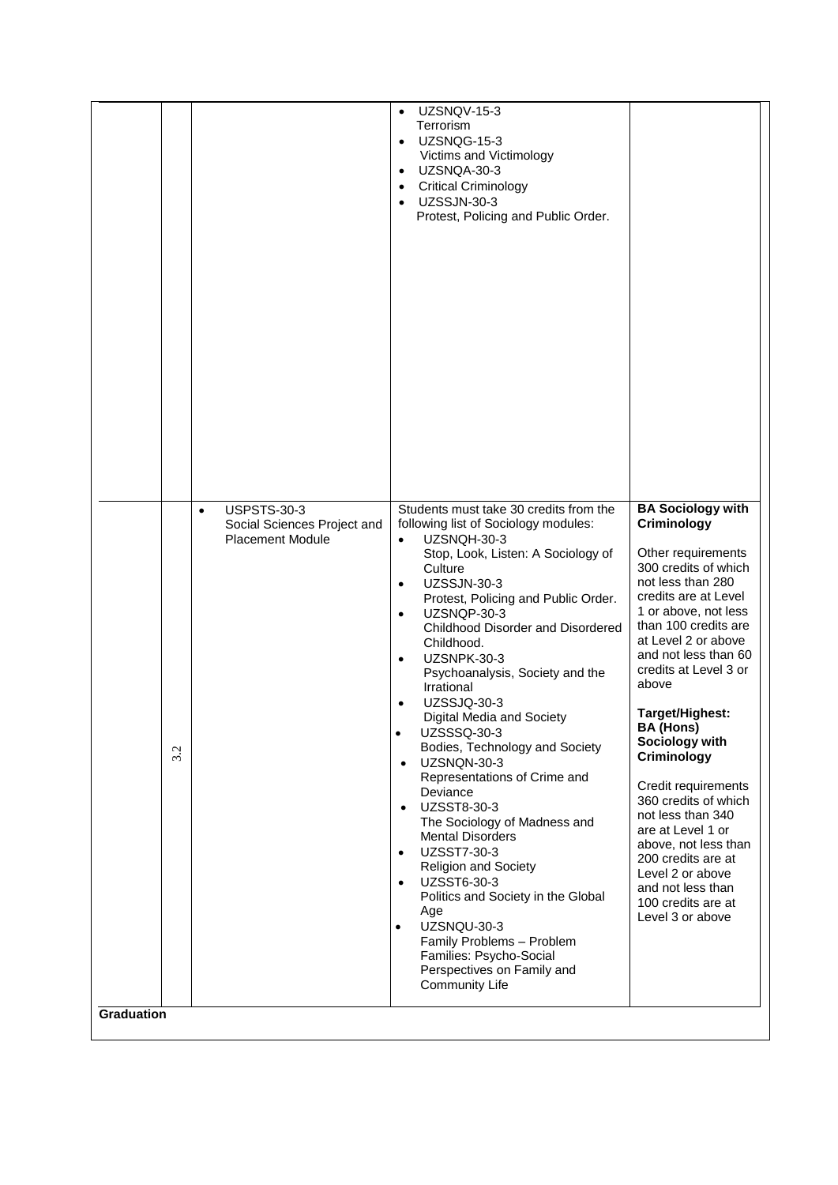| | | | | |
|---|---|---|---|---|
| | | | • UZSNQV-15-3 Terrorism<br>• UZSNQG-15-3 Victims and Victimology<br>• UZSNQA-30-3<br>• Critical Criminology<br>• UZSSJN-30-3 Protest, Policing and Public Order. | |
| | 3.2 | • USPSTS-30-3 Social Sciences Project and Placement Module | Students must take 30 credits from the following list of Sociology modules:<br>• UZSNQH-30-3 Stop, Look, Listen: A Sociology of Culture<br>• UZSSJN-30-3 Protest, Policing and Public Order.<br>• UZSNQP-30-3 Childhood Disorder and Disordered Childhood.<br>• UZSNPK-30-3 Psychoanalysis, Society and the Irrational<br>• UZSSJQ-30-3 Digital Media and Society<br>• UZSSSQ-30-3 Bodies, Technology and Society<br>• UZSNQN-30-3 Representations of Crime and Deviance<br>• UZSST8-30-3 The Sociology of Madness and Mental Disorders<br>• UZSST7-30-3 Religion and Society<br>• UZSST6-30-3 Politics and Society in the Global Age<br>• UZSNQU-30-3 Family Problems – Problem Families: Psycho-Social Perspectives on Family and Community Life | **BA Sociology with Criminology**<br><br>Other requirements 300 credits of which not less than 280 credits are at Level 1 or above, not less than 100 credits are at Level 2 or above and not less than 60 credits at Level 3 or above<br><br>**Target/Highest: BA (Hons) Sociology with Criminology**<br><br>Credit requirements 360 credits of which not less than 340 are at Level 1 or above, not less than 200 credits are at Level 2 or above and not less than 100 credits are at Level 3 or above |
| **Graduation** | | | | |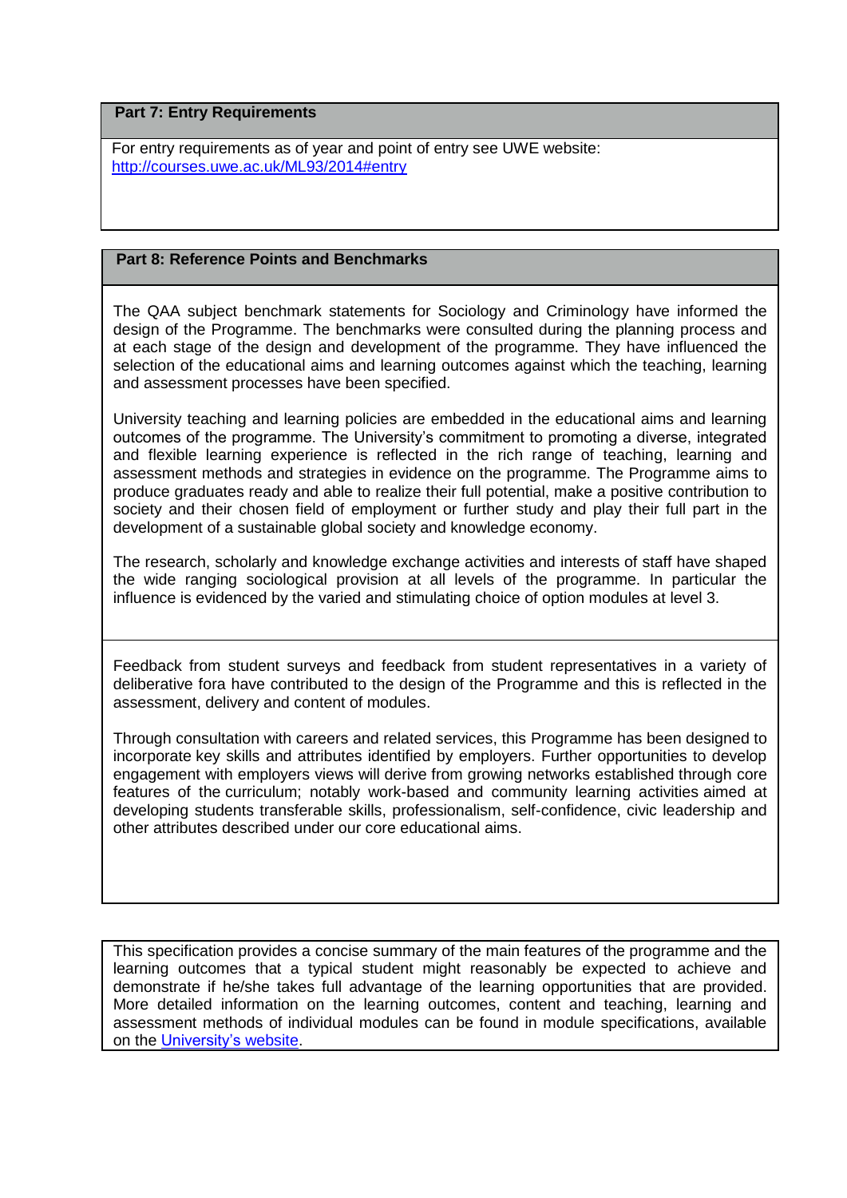## Part 7: Entry Requirements

For entry requirements as of year and point of entry see UWE website: [http://courses.uwe.ac.uk/ML93/2014#entry](http://courses.uwe.ac.uk/ML93/2014#entry)

## Part 8: Reference Points and Benchmarks

The QAA subject benchmark statements for Sociology and Criminology have informed the design of the Programme. The benchmarks were consulted during the planning process and at each stage of the design and development of the programme. They have influenced the selection of the educational aims and learning outcomes against which the teaching, learning and assessment processes have been specified.

University teaching and learning policies are embedded in the educational aims and learning outcomes of the programme. The University's commitment to promoting a diverse, integrated and flexible learning experience is reflected in the rich range of teaching, learning and assessment methods and strategies in evidence on the programme. The Programme aims to produce graduates ready and able to realize their full potential, make a positive contribution to society and their chosen field of employment or further study and play their full part in the development of a sustainable global society and knowledge economy.

The research, scholarly and knowledge exchange activities and interests of staff have shaped the wide ranging sociological provision at all levels of the programme. In particular the influence is evidenced by the varied and stimulating choice of option modules at level 3.

Feedback from student surveys and feedback from student representatives in a variety of deliberative fora have contributed to the design of the Programme and this is reflected in the assessment, delivery and content of modules.

Through consultation with careers and related services, this Programme has been designed to incorporate key skills and attributes identified by employers. Further opportunities to develop engagement with employers views will derive from growing networks established through core features of the curriculum; notably work-based and community learning activities aimed at developing students transferable skills, professionalism, self-confidence, civic leadership and other attributes described under our core educational aims.

This specification provides a concise summary of the main features of the programme and the learning outcomes that a typical student might reasonably be expected to achieve and demonstrate if he/she takes full advantage of the learning opportunities that are provided. More detailed information on the learning outcomes, content and teaching, learning and assessment methods of individual modules can be found in module specifications, available on the University's website.